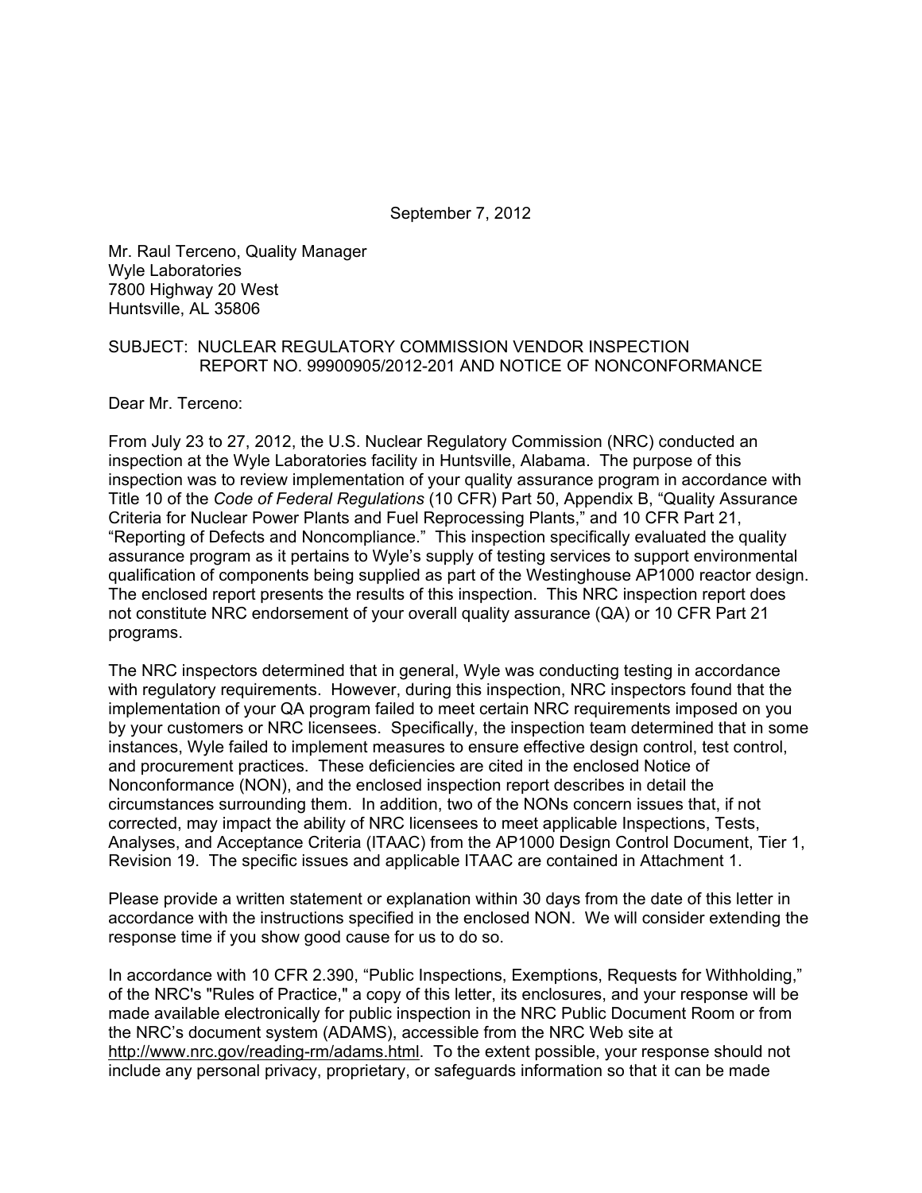September 7, 2012

Mr. Raul Terceno, Quality Manager
Wyle Laboratories
7800 Highway 20 West
Huntsville, AL 35806

SUBJECT: NUCLEAR REGULATORY COMMISSION VENDOR INSPECTION REPORT NO. 99900905/2012-201 AND NOTICE OF NONCONFORMANCE

Dear Mr. Terceno:

From July 23 to 27, 2012, the U.S. Nuclear Regulatory Commission (NRC) conducted an inspection at the Wyle Laboratories facility in Huntsville, Alabama. The purpose of this inspection was to review implementation of your quality assurance program in accordance with Title 10 of the *Code of Federal Regulations* (10 CFR) Part 50, Appendix B, "Quality Assurance Criteria for Nuclear Power Plants and Fuel Reprocessing Plants," and 10 CFR Part 21, "Reporting of Defects and Noncompliance." This inspection specifically evaluated the quality assurance program as it pertains to Wyle's supply of testing services to support environmental qualification of components being supplied as part of the Westinghouse AP1000 reactor design. The enclosed report presents the results of this inspection. This NRC inspection report does not constitute NRC endorsement of your overall quality assurance (QA) or 10 CFR Part 21 programs.

The NRC inspectors determined that in general, Wyle was conducting testing in accordance with regulatory requirements. However, during this inspection, NRC inspectors found that the implementation of your QA program failed to meet certain NRC requirements imposed on you by your customers or NRC licensees. Specifically, the inspection team determined that in some instances, Wyle failed to implement measures to ensure effective design control, test control, and procurement practices. These deficiencies are cited in the enclosed Notice of Nonconformance (NON), and the enclosed inspection report describes in detail the circumstances surrounding them. In addition, two of the NONs concern issues that, if not corrected, may impact the ability of NRC licensees to meet applicable Inspections, Tests, Analyses, and Acceptance Criteria (ITAAC) from the AP1000 Design Control Document, Tier 1, Revision 19. The specific issues and applicable ITAAC are contained in Attachment 1.

Please provide a written statement or explanation within 30 days from the date of this letter in accordance with the instructions specified in the enclosed NON. We will consider extending the response time if you show good cause for us to do so.

In accordance with 10 CFR 2.390, "Public Inspections, Exemptions, Requests for Withholding," of the NRC's "Rules of Practice," a copy of this letter, its enclosures, and your response will be made available electronically for public inspection in the NRC Public Document Room or from the NRC's document system (ADAMS), accessible from the NRC Web site at http://www.nrc.gov/reading-rm/adams.html. To the extent possible, your response should not include any personal privacy, proprietary, or safeguards information so that it can be made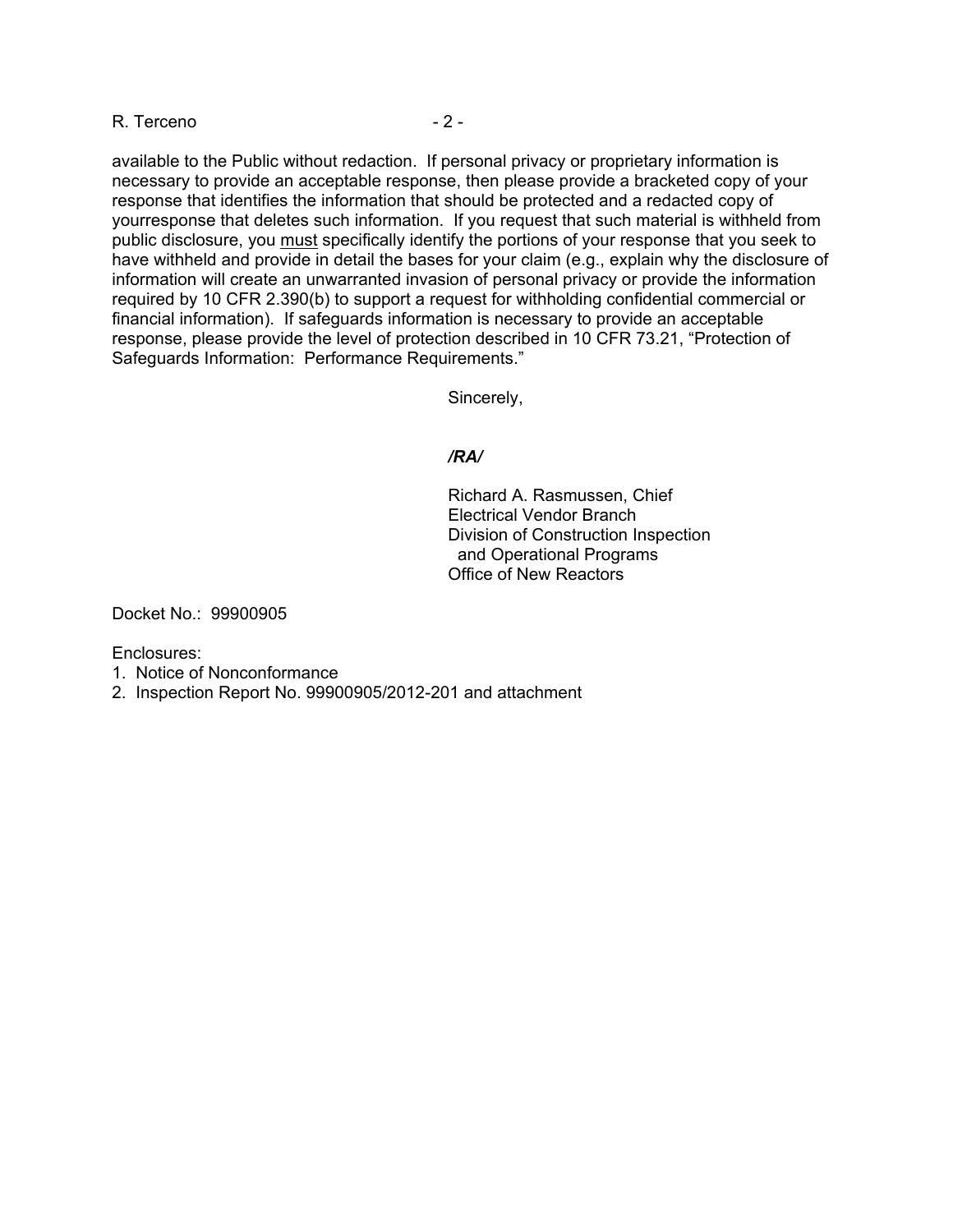available to the Public without redaction. If personal privacy or proprietary information is necessary to provide an acceptable response, then please provide a bracketed copy of your response that identifies the information that should be protected and a redacted copy of yourresponse that deletes such information. If you request that such material is withheld from public disclosure, you must specifically identify the portions of your response that you seek to have withheld and provide in detail the bases for your claim (e.g., explain why the disclosure of information will create an unwarranted invasion of personal privacy or provide the information required by 10 CFR 2.390(b) to support a request for withholding confidential commercial or financial information). If safeguards information is necessary to provide an acceptable response, please provide the level of protection described in 10 CFR 73.21, "Protection of Safeguards Information: Performance Requirements."

Sincerely,

***/RA/***

Richard A. Rasmussen, Chief
Electrical Vendor Branch
Division of Construction Inspection
and Operational Programs
Office of New Reactors

Docket No.: 99900905

Enclosures:
1. Notice of Nonconformance
2. Inspection Report No. 99900905/2012-201 and attachment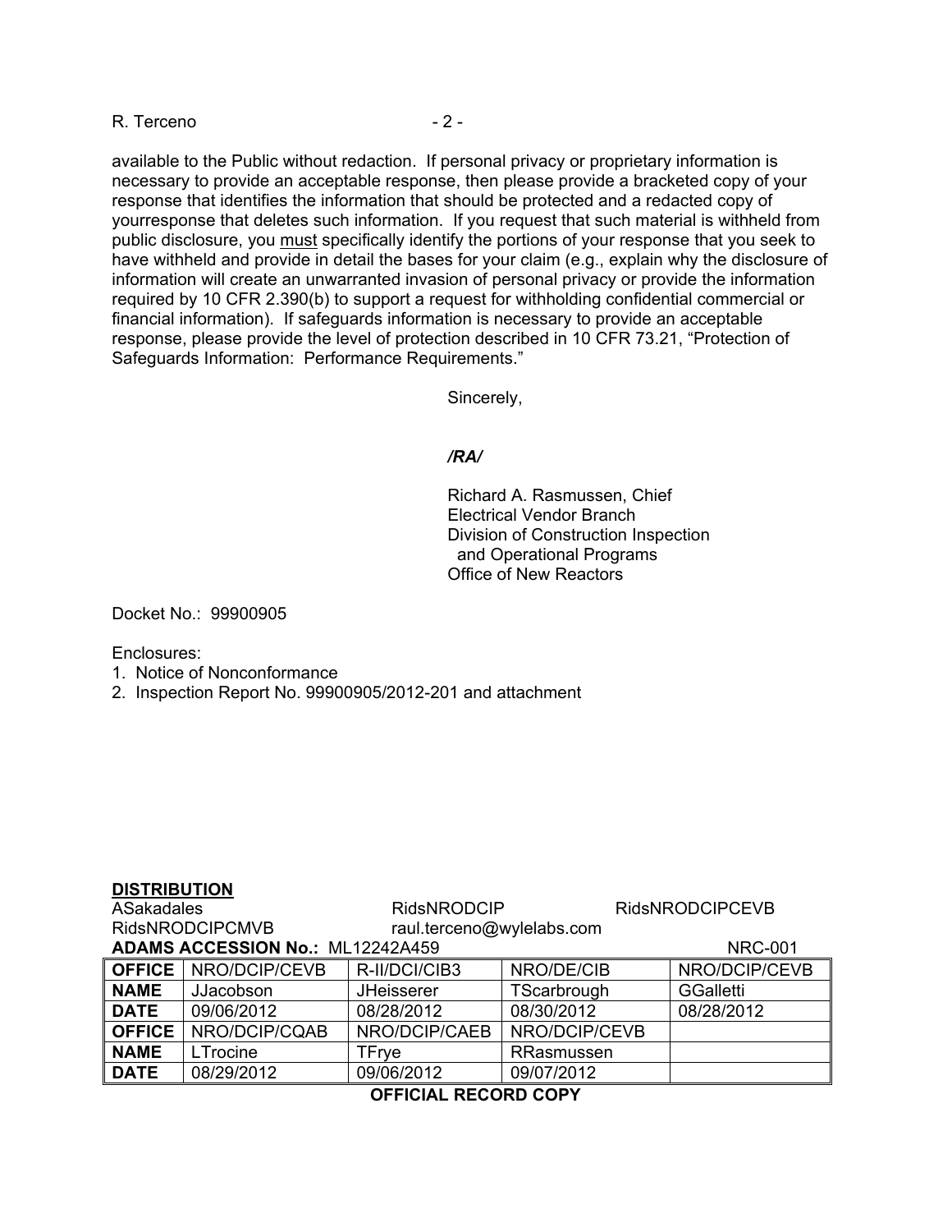available to the Public without redaction. If personal privacy or proprietary information is necessary to provide an acceptable response, then please provide a bracketed copy of your response that identifies the information that should be protected and a redacted copy of yourresponse that deletes such information. If you request that such material is withheld from public disclosure, you must specifically identify the portions of your response that you seek to have withheld and provide in detail the bases for your claim (e.g., explain why the disclosure of information will create an unwarranted invasion of personal privacy or provide the information required by 10 CFR 2.390(b) to support a request for withholding confidential commercial or financial information). If safeguards information is necessary to provide an acceptable response, please provide the level of protection described in 10 CFR 73.21, "Protection of Safeguards Information: Performance Requirements."

Sincerely,

*/RA/*

Richard A. Rasmussen, Chief
Electrical Vendor Branch
Division of Construction Inspection
and Operational Programs
Office of New Reactors

Docket No.: 99900905

Enclosures:
1. Notice of Nonconformance
2. Inspection Report No. 99900905/2012-201 and attachment

**DISTRIBUTION**
ASakadales RidsNRODCIP RidsNRODCIPCEVB
RidsNRODCIPCMVB raul.terceno@wylelabs.com

**ADAMS ACCESSION No.:** ML12242A459 NRC-001

| **OFFICE** | NRO/DCIP/CEVB | R-II/DCI/CIB3 | NRO/DE/CIB | NRO/DCIP/CEVB |
|---|---|---|---|---|
| **NAME** | JJacobson | JHeisserer | TScarbrough | GGalletti |
| **DATE** | 09/06/2012 | 08/28/2012 | 08/30/2012 | 08/28/2012 |
| **OFFICE** | NRO/DCIP/CQAB | NRO/DCIP/CAEB | NRO/DCIP/CEVB | |
| **NAME** | LTrocine | TFrye | RRasmussen | |
| **DATE** | 08/29/2012 | 09/06/2012 | 09/07/2012 | |

**OFFICIAL RECORD COPY**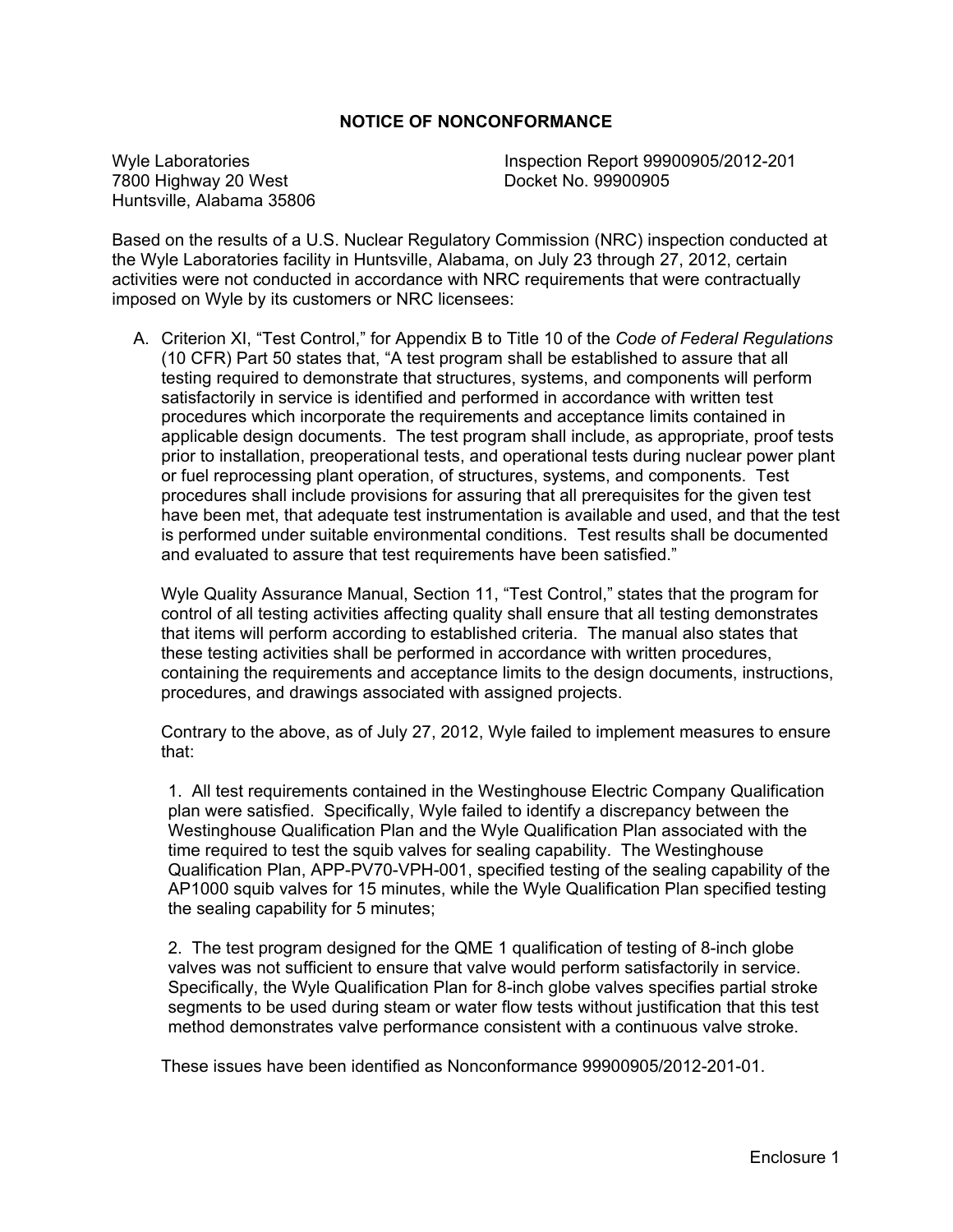## NOTICE OF NONCONFORMANCE

Wyle Laboratories
7800 Highway 20 West
Huntsville, Alabama 35806

Inspection Report 99900905/2012-201
Docket No. 99900905

Based on the results of a U.S. Nuclear Regulatory Commission (NRC) inspection conducted at the Wyle Laboratories facility in Huntsville, Alabama, on July 23 through 27, 2012, certain activities were not conducted in accordance with NRC requirements that were contractually imposed on Wyle by its customers or NRC licensees:

A. Criterion XI, "Test Control," for Appendix B to Title 10 of the *Code of Federal Regulations* (10 CFR) Part 50 states that, "A test program shall be established to assure that all testing required to demonstrate that structures, systems, and components will perform satisfactorily in service is identified and performed in accordance with written test procedures which incorporate the requirements and acceptance limits contained in applicable design documents. The test program shall include, as appropriate, proof tests prior to installation, preoperational tests, and operational tests during nuclear power plant or fuel reprocessing plant operation, of structures, systems, and components. Test procedures shall include provisions for assuring that all prerequisites for the given test have been met, that adequate test instrumentation is available and used, and that the test is performed under suitable environmental conditions. Test results shall be documented and evaluated to assure that test requirements have been satisfied."

   Wyle Quality Assurance Manual, Section 11, "Test Control," states that the program for control of all testing activities affecting quality shall ensure that all testing demonstrates that items will perform according to established criteria. The manual also states that these testing activities shall be performed in accordance with written procedures, containing the requirements and acceptance limits to the design documents, instructions, procedures, and drawings associated with assigned projects.

   Contrary to the above, as of July 27, 2012, Wyle failed to implement measures to ensure that:

   1. All test requirements contained in the Westinghouse Electric Company Qualification plan were satisfied. Specifically, Wyle failed to identify a discrepancy between the Westinghouse Qualification Plan and the Wyle Qualification Plan associated with the time required to test the squib valves for sealing capability. The Westinghouse Qualification Plan, APP-PV70-VPH-001, specified testing of the sealing capability of the AP1000 squib valves for 15 minutes, while the Wyle Qualification Plan specified testing the sealing capability for 5 minutes;

   2. The test program designed for the QME 1 qualification of testing of 8-inch globe valves was not sufficient to ensure that valve would perform satisfactorily in service. Specifically, the Wyle Qualification Plan for 8-inch globe valves specifies partial stroke segments to be used during steam or water flow tests without justification that this test method demonstrates valve performance consistent with a continuous valve stroke.

   These issues have been identified as Nonconformance 99900905/2012-201-01.

Enclosure 1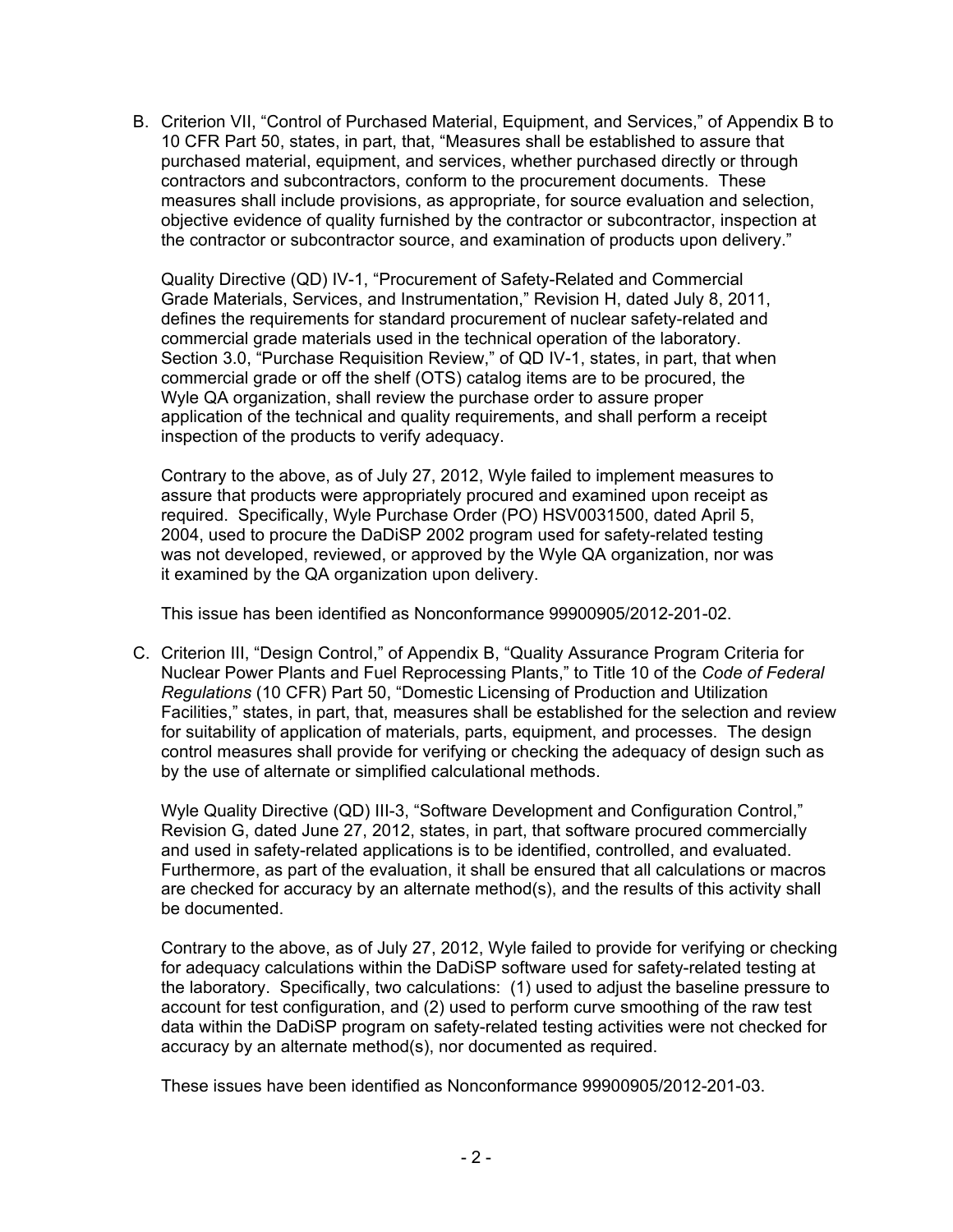B. Criterion VII, "Control of Purchased Material, Equipment, and Services," of Appendix B to 10 CFR Part 50, states, in part, that, "Measures shall be established to assure that purchased material, equipment, and services, whether purchased directly or through contractors and subcontractors, conform to the procurement documents. These measures shall include provisions, as appropriate, for source evaluation and selection, objective evidence of quality furnished by the contractor or subcontractor, inspection at the contractor or subcontractor source, and examination of products upon delivery."

   Quality Directive (QD) IV-1, "Procurement of Safety-Related and Commercial Grade Materials, Services, and Instrumentation," Revision H, dated July 8, 2011, defines the requirements for standard procurement of nuclear safety-related and commercial grade materials used in the technical operation of the laboratory. Section 3.0, "Purchase Requisition Review," of QD IV-1, states, in part, that when commercial grade or off the shelf (OTS) catalog items are to be procured, the Wyle QA organization, shall review the purchase order to assure proper application of the technical and quality requirements, and shall perform a receipt inspection of the products to verify adequacy.

   Contrary to the above, as of July 27, 2012, Wyle failed to implement measures to assure that products were appropriately procured and examined upon receipt as required. Specifically, Wyle Purchase Order (PO) HSV0031500, dated April 5, 2004, used to procure the DaDiSP 2002 program used for safety-related testing was not developed, reviewed, or approved by the Wyle QA organization, nor was it examined by the QA organization upon delivery.

   This issue has been identified as Nonconformance 99900905/2012-201-02.

C. Criterion III, "Design Control," of Appendix B, "Quality Assurance Program Criteria for Nuclear Power Plants and Fuel Reprocessing Plants," to Title 10 of the *Code of Federal Regulations* (10 CFR) Part 50, "Domestic Licensing of Production and Utilization Facilities," states, in part, that, measures shall be established for the selection and review for suitability of application of materials, parts, equipment, and processes. The design control measures shall provide for verifying or checking the adequacy of design such as by the use of alternate or simplified calculational methods.

   Wyle Quality Directive (QD) III-3, "Software Development and Configuration Control," Revision G, dated June 27, 2012, states, in part, that software procured commercially and used in safety-related applications is to be identified, controlled, and evaluated. Furthermore, as part of the evaluation, it shall be ensured that all calculations or macros are checked for accuracy by an alternate method(s), and the results of this activity shall be documented.

   Contrary to the above, as of July 27, 2012, Wyle failed to provide for verifying or checking for adequacy calculations within the DaDiSP software used for safety-related testing at the laboratory. Specifically, two calculations: (1) used to adjust the baseline pressure to account for test configuration, and (2) used to perform curve smoothing of the raw test data within the DaDiSP program on safety-related testing activities were not checked for accuracy by an alternate method(s), nor documented as required.

   These issues have been identified as Nonconformance 99900905/2012-201-03.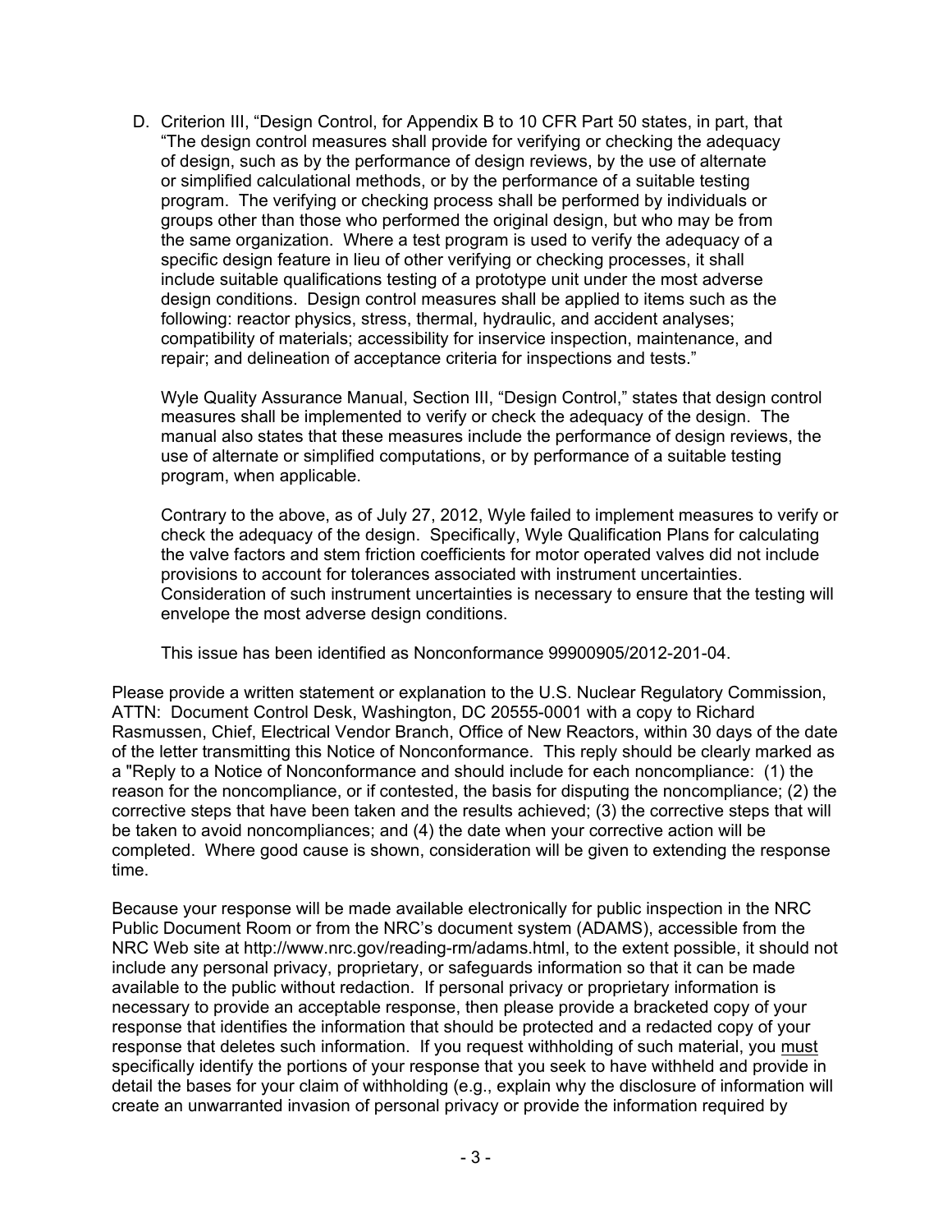D. Criterion III, "Design Control, for Appendix B to 10 CFR Part 50 states, in part, that "The design control measures shall provide for verifying or checking the adequacy of design, such as by the performance of design reviews, by the use of alternate or simplified calculational methods, or by the performance of a suitable testing program. The verifying or checking process shall be performed by individuals or groups other than those who performed the original design, but who may be from the same organization. Where a test program is used to verify the adequacy of a specific design feature in lieu of other verifying or checking processes, it shall include suitable qualifications testing of a prototype unit under the most adverse design conditions. Design control measures shall be applied to items such as the following: reactor physics, stress, thermal, hydraulic, and accident analyses; compatibility of materials; accessibility for inservice inspection, maintenance, and repair; and delineation of acceptance criteria for inspections and tests."

   Wyle Quality Assurance Manual, Section III, "Design Control," states that design control measures shall be implemented to verify or check the adequacy of the design. The manual also states that these measures include the performance of design reviews, the use of alternate or simplified computations, or by performance of a suitable testing program, when applicable.

   Contrary to the above, as of July 27, 2012, Wyle failed to implement measures to verify or check the adequacy of the design. Specifically, Wyle Qualification Plans for calculating the valve factors and stem friction coefficients for motor operated valves did not include provisions to account for tolerances associated with instrument uncertainties. Consideration of such instrument uncertainties is necessary to ensure that the testing will envelope the most adverse design conditions.

   This issue has been identified as Nonconformance 99900905/2012-201-04.

Please provide a written statement or explanation to the U.S. Nuclear Regulatory Commission, ATTN: Document Control Desk, Washington, DC 20555-0001 with a copy to Richard Rasmussen, Chief, Electrical Vendor Branch, Office of New Reactors, within 30 days of the date of the letter transmitting this Notice of Nonconformance. This reply should be clearly marked as a "Reply to a Notice of Nonconformance and should include for each noncompliance: (1) the reason for the noncompliance, or if contested, the basis for disputing the noncompliance; (2) the corrective steps that have been taken and the results achieved; (3) the corrective steps that will be taken to avoid noncompliances; and (4) the date when your corrective action will be completed. Where good cause is shown, consideration will be given to extending the response time.

Because your response will be made available electronically for public inspection in the NRC Public Document Room or from the NRC's document system (ADAMS), accessible from the NRC Web site at http://www.nrc.gov/reading-rm/adams.html, to the extent possible, it should not include any personal privacy, proprietary, or safeguards information so that it can be made available to the public without redaction. If personal privacy or proprietary information is necessary to provide an acceptable response, then please provide a bracketed copy of your response that identifies the information that should be protected and a redacted copy of your response that deletes such information. If you request withholding of such material, you must specifically identify the portions of your response that you seek to have withheld and provide in detail the bases for your claim of withholding (e.g., explain why the disclosure of information will create an unwarranted invasion of personal privacy or provide the information required by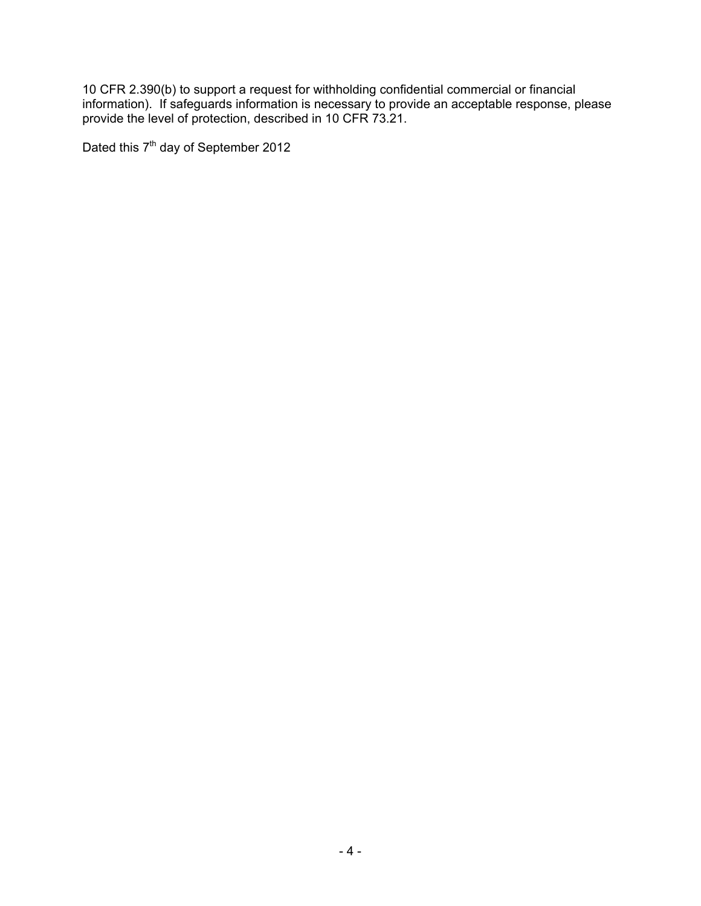10 CFR 2.390(b) to support a request for withholding confidential commercial or financial information). If safeguards information is necessary to provide an acceptable response, please provide the level of protection, described in 10 CFR 73.21.

Dated this 7th day of September 2012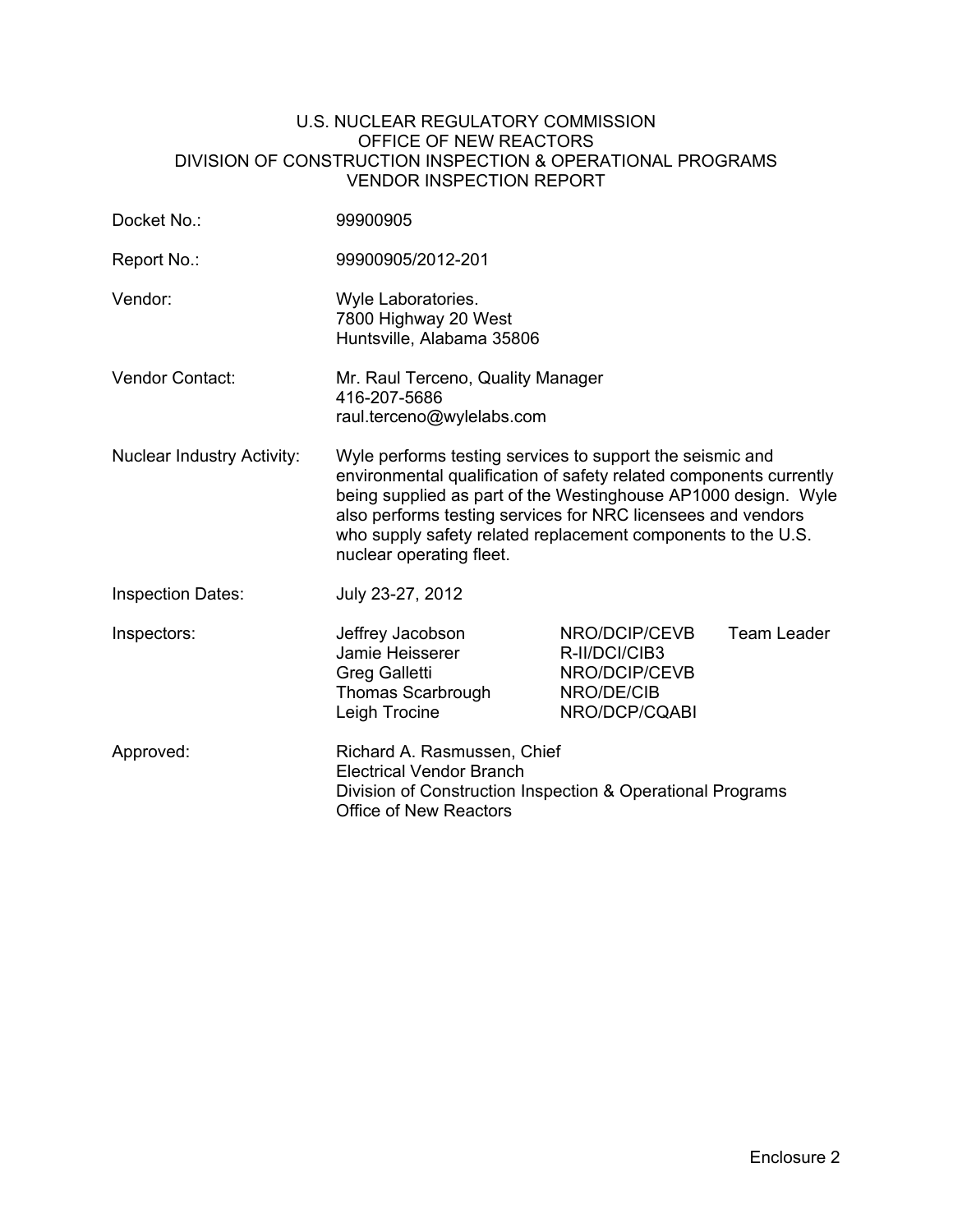U.S. NUCLEAR REGULATORY COMMISSION
OFFICE OF NEW REACTORS
DIVISION OF CONSTRUCTION INSPECTION & OPERATIONAL PROGRAMS
VENDOR INSPECTION REPORT

| | |
|---|---|
| Docket No.: | 99900905 |
| Report No.: | 99900905/2012-201 |
| Vendor: | Wyle Laboratories.<br>7800 Highway 20 West<br>Huntsville, Alabama 35806 |
| Vendor Contact: | Mr. Raul Terceno, Quality Manager<br>416-207-5686<br>raul.terceno@wylelabs.com |
| Nuclear Industry Activity: | Wyle performs testing services to support the seismic and environmental qualification of safety related components currently being supplied as part of the Westinghouse AP1000 design. Wyle also performs testing services for NRC licensees and vendors who supply safety related replacement components to the U.S. nuclear operating fleet. |
| Inspection Dates: | July 23-27, 2012 |

| Inspectors: | | | |
|---|---|---|---|
| | Jeffrey Jacobson | NRO/DCIP/CEVB | Team Leader |
| | Jamie Heisserer | R-II/DCI/CIB3 | |
| | Greg Galletti | NRO/DCIP/CEVB | |
| | Thomas Scarbrough | NRO/DE/CIB | |
| | Leigh Trocine | NRO/DCP/CQABI | |

| | |
|---|---|
| Approved: | Richard A. Rasmussen, Chief<br>Electrical Vendor Branch<br>Division of Construction Inspection & Operational Programs<br>Office of New Reactors |

Enclosure 2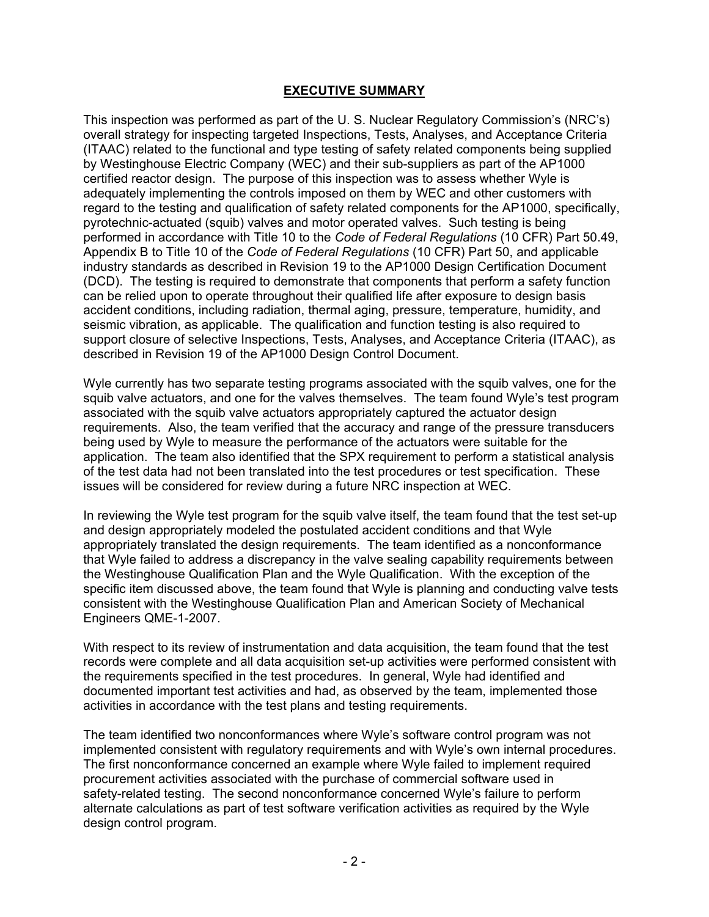## EXECUTIVE SUMMARY

This inspection was performed as part of the U. S. Nuclear Regulatory Commission's (NRC's) overall strategy for inspecting targeted Inspections, Tests, Analyses, and Acceptance Criteria (ITAAC) related to the functional and type testing of safety related components being supplied by Westinghouse Electric Company (WEC) and their sub-suppliers as part of the AP1000 certified reactor design. The purpose of this inspection was to assess whether Wyle is adequately implementing the controls imposed on them by WEC and other customers with regard to the testing and qualification of safety related components for the AP1000, specifically, pyrotechnic-actuated (squib) valves and motor operated valves. Such testing is being performed in accordance with Title 10 to the *Code of Federal Regulations* (10 CFR) Part 50.49, Appendix B to Title 10 of the *Code of Federal Regulations* (10 CFR) Part 50, and applicable industry standards as described in Revision 19 to the AP1000 Design Certification Document (DCD). The testing is required to demonstrate that components that perform a safety function can be relied upon to operate throughout their qualified life after exposure to design basis accident conditions, including radiation, thermal aging, pressure, temperature, humidity, and seismic vibration, as applicable. The qualification and function testing is also required to support closure of selective Inspections, Tests, Analyses, and Acceptance Criteria (ITAAC), as described in Revision 19 of the AP1000 Design Control Document.

Wyle currently has two separate testing programs associated with the squib valves, one for the squib valve actuators, and one for the valves themselves. The team found Wyle's test program associated with the squib valve actuators appropriately captured the actuator design requirements. Also, the team verified that the accuracy and range of the pressure transducers being used by Wyle to measure the performance of the actuators were suitable for the application. The team also identified that the SPX requirement to perform a statistical analysis of the test data had not been translated into the test procedures or test specification. These issues will be considered for review during a future NRC inspection at WEC.

In reviewing the Wyle test program for the squib valve itself, the team found that the test set-up and design appropriately modeled the postulated accident conditions and that Wyle appropriately translated the design requirements. The team identified as a nonconformance that Wyle failed to address a discrepancy in the valve sealing capability requirements between the Westinghouse Qualification Plan and the Wyle Qualification. With the exception of the specific item discussed above, the team found that Wyle is planning and conducting valve tests consistent with the Westinghouse Qualification Plan and American Society of Mechanical Engineers QME-1-2007.

With respect to its review of instrumentation and data acquisition, the team found that the test records were complete and all data acquisition set-up activities were performed consistent with the requirements specified in the test procedures. In general, Wyle had identified and documented important test activities and had, as observed by the team, implemented those activities in accordance with the test plans and testing requirements.

The team identified two nonconformances where Wyle's software control program was not implemented consistent with regulatory requirements and with Wyle's own internal procedures. The first nonconformance concerned an example where Wyle failed to implement required procurement activities associated with the purchase of commercial software used in safety-related testing. The second nonconformance concerned Wyle's failure to perform alternate calculations as part of test software verification activities as required by the Wyle design control program.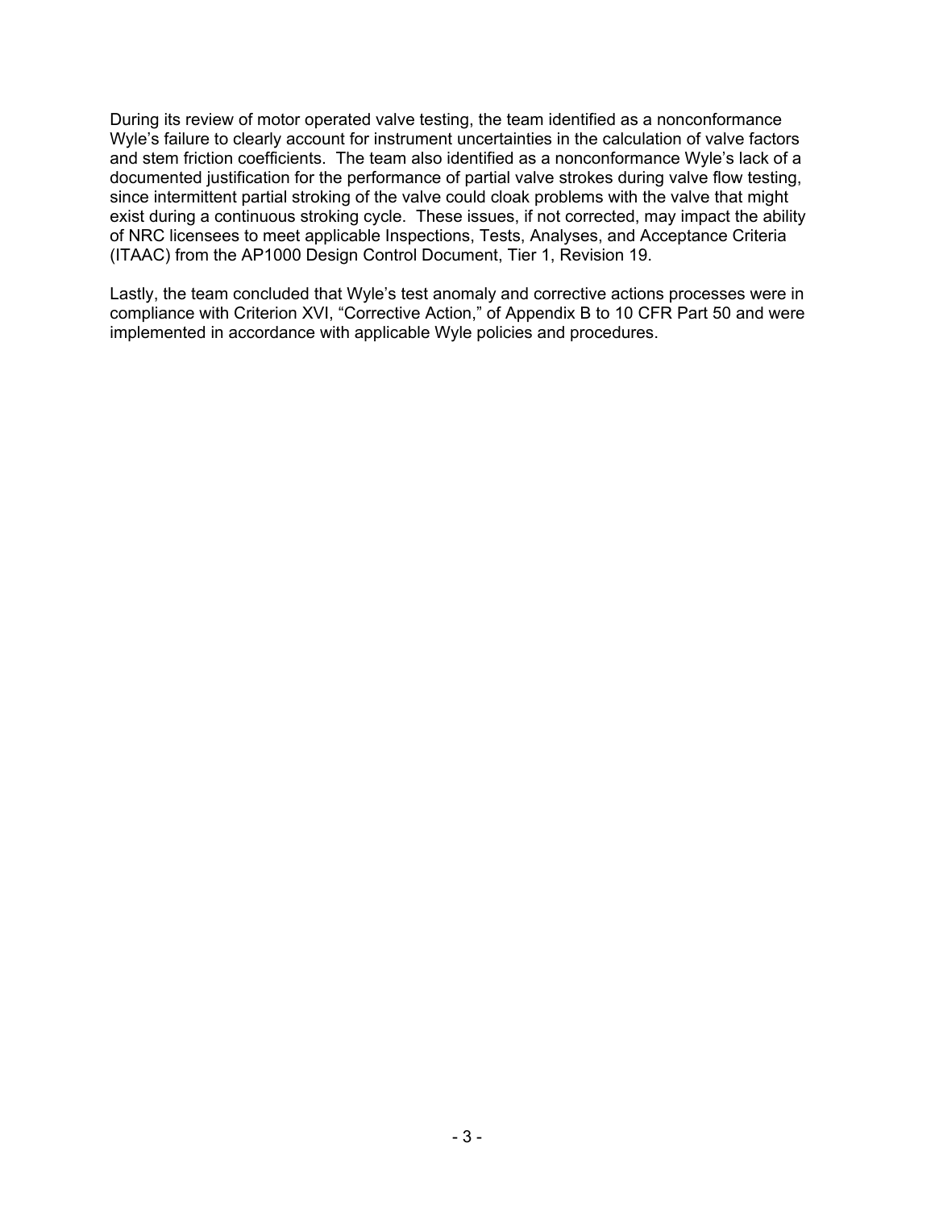During its review of motor operated valve testing, the team identified as a nonconformance Wyle's failure to clearly account for instrument uncertainties in the calculation of valve factors and stem friction coefficients. The team also identified as a nonconformance Wyle's lack of a documented justification for the performance of partial valve strokes during valve flow testing, since intermittent partial stroking of the valve could cloak problems with the valve that might exist during a continuous stroking cycle. These issues, if not corrected, may impact the ability of NRC licensees to meet applicable Inspections, Tests, Analyses, and Acceptance Criteria (ITAAC) from the AP1000 Design Control Document, Tier 1, Revision 19.

Lastly, the team concluded that Wyle's test anomaly and corrective actions processes were in compliance with Criterion XVI, "Corrective Action," of Appendix B to 10 CFR Part 50 and were implemented in accordance with applicable Wyle policies and procedures.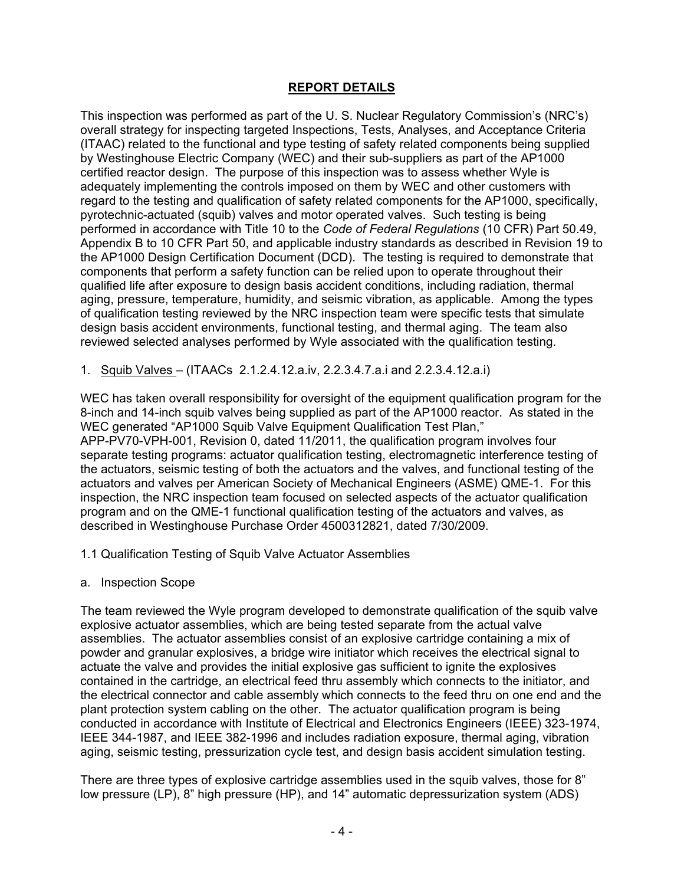## REPORT DETAILS

This inspection was performed as part of the U. S. Nuclear Regulatory Commission's (NRC's) overall strategy for inspecting targeted Inspections, Tests, Analyses, and Acceptance Criteria (ITAAC) related to the functional and type testing of safety related components being supplied by Westinghouse Electric Company (WEC) and their sub-suppliers as part of the AP1000 certified reactor design. The purpose of this inspection was to assess whether Wyle is adequately implementing the controls imposed on them by WEC and other customers with regard to the testing and qualification of safety related components for the AP1000, specifically, pyrotechnic-actuated (squib) valves and motor operated valves. Such testing is being performed in accordance with Title 10 to the *Code of Federal Regulations* (10 CFR) Part 50.49, Appendix B to 10 CFR Part 50, and applicable industry standards as described in Revision 19 to the AP1000 Design Certification Document (DCD). The testing is required to demonstrate that components that perform a safety function can be relied upon to operate throughout their qualified life after exposure to design basis accident conditions, including radiation, thermal aging, pressure, temperature, humidity, and seismic vibration, as applicable. Among the types of qualification testing reviewed by the NRC inspection team were specific tests that simulate design basis accident environments, functional testing, and thermal aging. The team also reviewed selected analyses performed by Wyle associated with the qualification testing.

1. Squib Valves – (ITAACs 2.1.2.4.12.a.iv, 2.2.3.4.7.a.i and 2.2.3.4.12.a.i)

WEC has taken overall responsibility for oversight of the equipment qualification program for the 8-inch and 14-inch squib valves being supplied as part of the AP1000 reactor. As stated in the WEC generated "AP1000 Squib Valve Equipment Qualification Test Plan," APP-PV70-VPH-001, Revision 0, dated 11/2011, the qualification program involves four separate testing programs: actuator qualification testing, electromagnetic interference testing of the actuators, seismic testing of both the actuators and the valves, and functional testing of the actuators and valves per American Society of Mechanical Engineers (ASME) QME-1. For this inspection, the NRC inspection team focused on selected aspects of the actuator qualification program and on the QME-1 functional qualification testing of the actuators and valves, as described in Westinghouse Purchase Order 4500312821, dated 7/30/2009.

1.1 Qualification Testing of Squib Valve Actuator Assemblies

a. Inspection Scope

The team reviewed the Wyle program developed to demonstrate qualification of the squib valve explosive actuator assemblies, which are being tested separate from the actual valve assemblies. The actuator assemblies consist of an explosive cartridge containing a mix of powder and granular explosives, a bridge wire initiator which receives the electrical signal to actuate the valve and provides the initial explosive gas sufficient to ignite the explosives contained in the cartridge, an electrical feed thru assembly which connects to the initiator, and the electrical connector and cable assembly which connects to the feed thru on one end and the plant protection system cabling on the other. The actuator qualification program is being conducted in accordance with Institute of Electrical and Electronics Engineers (IEEE) 323-1974, IEEE 344-1987, and IEEE 382-1996 and includes radiation exposure, thermal aging, vibration aging, seismic testing, pressurization cycle test, and design basis accident simulation testing.

There are three types of explosive cartridge assemblies used in the squib valves, those for 8" low pressure (LP), 8" high pressure (HP), and 14" automatic depressurization system (ADS)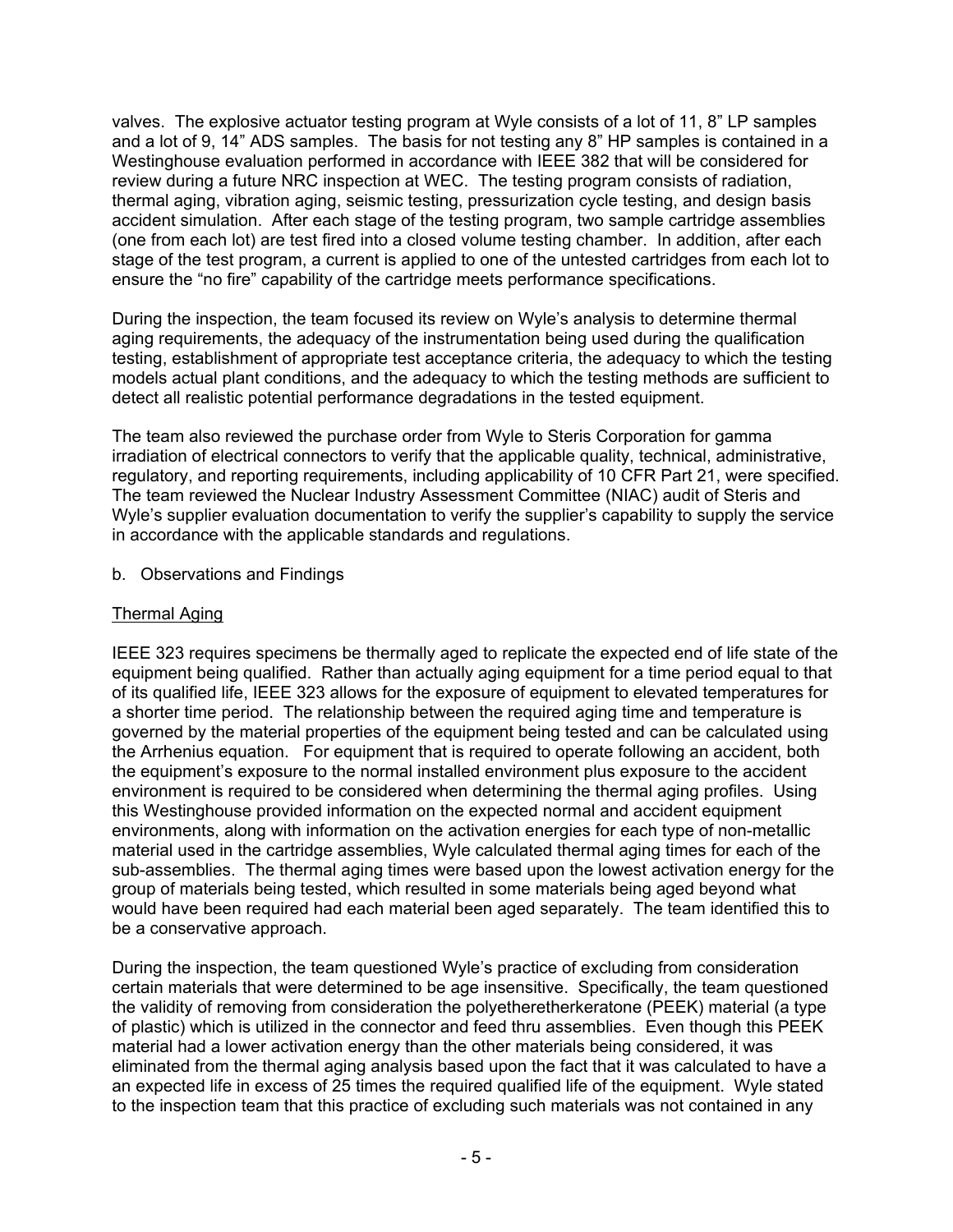valves. The explosive actuator testing program at Wyle consists of a lot of 11, 8" LP samples and a lot of 9, 14" ADS samples. The basis for not testing any 8" HP samples is contained in a Westinghouse evaluation performed in accordance with IEEE 382 that will be considered for review during a future NRC inspection at WEC. The testing program consists of radiation, thermal aging, vibration aging, seismic testing, pressurization cycle testing, and design basis accident simulation. After each stage of the testing program, two sample cartridge assemblies (one from each lot) are test fired into a closed volume testing chamber. In addition, after each stage of the test program, a current is applied to one of the untested cartridges from each lot to ensure the "no fire" capability of the cartridge meets performance specifications.

During the inspection, the team focused its review on Wyle's analysis to determine thermal aging requirements, the adequacy of the instrumentation being used during the qualification testing, establishment of appropriate test acceptance criteria, the adequacy to which the testing models actual plant conditions, and the adequacy to which the testing methods are sufficient to detect all realistic potential performance degradations in the tested equipment.

The team also reviewed the purchase order from Wyle to Steris Corporation for gamma irradiation of electrical connectors to verify that the applicable quality, technical, administrative, regulatory, and reporting requirements, including applicability of 10 CFR Part 21, were specified. The team reviewed the Nuclear Industry Assessment Committee (NIAC) audit of Steris and Wyle's supplier evaluation documentation to verify the supplier's capability to supply the service in accordance with the applicable standards and regulations.

b. Observations and Findings

Thermal Aging

IEEE 323 requires specimens be thermally aged to replicate the expected end of life state of the equipment being qualified. Rather than actually aging equipment for a time period equal to that of its qualified life, IEEE 323 allows for the exposure of equipment to elevated temperatures for a shorter time period. The relationship between the required aging time and temperature is governed by the material properties of the equipment being tested and can be calculated using the Arrhenius equation. For equipment that is required to operate following an accident, both the equipment's exposure to the normal installed environment plus exposure to the accident environment is required to be considered when determining the thermal aging profiles. Using this Westinghouse provided information on the expected normal and accident equipment environments, along with information on the activation energies for each type of non-metallic material used in the cartridge assemblies, Wyle calculated thermal aging times for each of the sub-assemblies. The thermal aging times were based upon the lowest activation energy for the group of materials being tested, which resulted in some materials being aged beyond what would have been required had each material been aged separately. The team identified this to be a conservative approach.

During the inspection, the team questioned Wyle's practice of excluding from consideration certain materials that were determined to be age insensitive. Specifically, the team questioned the validity of removing from consideration the polyetheretherkeratone (PEEK) material (a type of plastic) which is utilized in the connector and feed thru assemblies. Even though this PEEK material had a lower activation energy than the other materials being considered, it was eliminated from the thermal aging analysis based upon the fact that it was calculated to have a an expected life in excess of 25 times the required qualified life of the equipment. Wyle stated to the inspection team that this practice of excluding such materials was not contained in any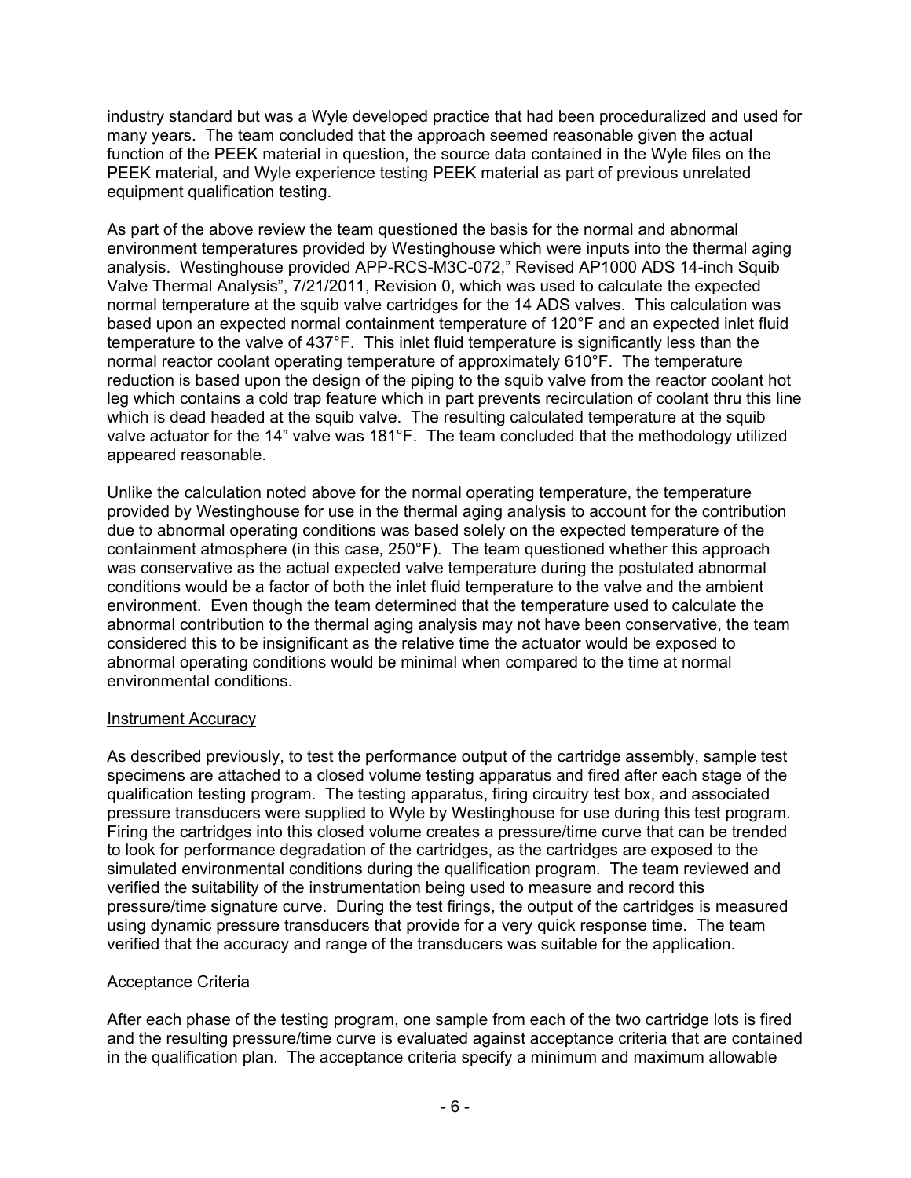industry standard but was a Wyle developed practice that had been proceduralized and used for many years. The team concluded that the approach seemed reasonable given the actual function of the PEEK material in question, the source data contained in the Wyle files on the PEEK material, and Wyle experience testing PEEK material as part of previous unrelated equipment qualification testing.

As part of the above review the team questioned the basis for the normal and abnormal environment temperatures provided by Westinghouse which were inputs into the thermal aging analysis. Westinghouse provided APP-RCS-M3C-072," Revised AP1000 ADS 14-inch Squib Valve Thermal Analysis", 7/21/2011, Revision 0, which was used to calculate the expected normal temperature at the squib valve cartridges for the 14 ADS valves. This calculation was based upon an expected normal containment temperature of 120°F and an expected inlet fluid temperature to the valve of 437°F. This inlet fluid temperature is significantly less than the normal reactor coolant operating temperature of approximately 610°F. The temperature reduction is based upon the design of the piping to the squib valve from the reactor coolant hot leg which contains a cold trap feature which in part prevents recirculation of coolant thru this line which is dead headed at the squib valve. The resulting calculated temperature at the squib valve actuator for the 14" valve was 181°F. The team concluded that the methodology utilized appeared reasonable.

Unlike the calculation noted above for the normal operating temperature, the temperature provided by Westinghouse for use in the thermal aging analysis to account for the contribution due to abnormal operating conditions was based solely on the expected temperature of the containment atmosphere (in this case, 250°F). The team questioned whether this approach was conservative as the actual expected valve temperature during the postulated abnormal conditions would be a factor of both the inlet fluid temperature to the valve and the ambient environment. Even though the team determined that the temperature used to calculate the abnormal contribution to the thermal aging analysis may not have been conservative, the team considered this to be insignificant as the relative time the actuator would be exposed to abnormal operating conditions would be minimal when compared to the time at normal environmental conditions.

Instrument Accuracy

As described previously, to test the performance output of the cartridge assembly, sample test specimens are attached to a closed volume testing apparatus and fired after each stage of the qualification testing program. The testing apparatus, firing circuitry test box, and associated pressure transducers were supplied to Wyle by Westinghouse for use during this test program. Firing the cartridges into this closed volume creates a pressure/time curve that can be trended to look for performance degradation of the cartridges, as the cartridges are exposed to the simulated environmental conditions during the qualification program. The team reviewed and verified the suitability of the instrumentation being used to measure and record this pressure/time signature curve. During the test firings, the output of the cartridges is measured using dynamic pressure transducers that provide for a very quick response time. The team verified that the accuracy and range of the transducers was suitable for the application.

Acceptance Criteria

After each phase of the testing program, one sample from each of the two cartridge lots is fired and the resulting pressure/time curve is evaluated against acceptance criteria that are contained in the qualification plan. The acceptance criteria specify a minimum and maximum allowable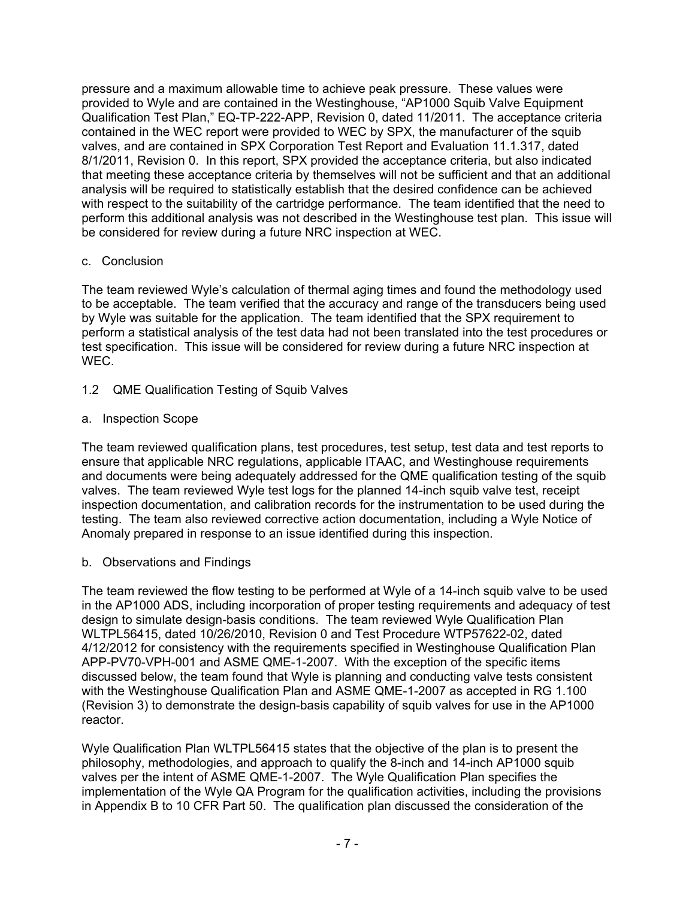pressure and a maximum allowable time to achieve peak pressure. These values were provided to Wyle and are contained in the Westinghouse, "AP1000 Squib Valve Equipment Qualification Test Plan," EQ-TP-222-APP, Revision 0, dated 11/2011. The acceptance criteria contained in the WEC report were provided to WEC by SPX, the manufacturer of the squib valves, and are contained in SPX Corporation Test Report and Evaluation 11.1.317, dated 8/1/2011, Revision 0. In this report, SPX provided the acceptance criteria, but also indicated that meeting these acceptance criteria by themselves will not be sufficient and that an additional analysis will be required to statistically establish that the desired confidence can be achieved with respect to the suitability of the cartridge performance. The team identified that the need to perform this additional analysis was not described in the Westinghouse test plan. This issue will be considered for review during a future NRC inspection at WEC.

c. Conclusion

The team reviewed Wyle's calculation of thermal aging times and found the methodology used to be acceptable. The team verified that the accuracy and range of the transducers being used by Wyle was suitable for the application. The team identified that the SPX requirement to perform a statistical analysis of the test data had not been translated into the test procedures or test specification. This issue will be considered for review during a future NRC inspection at WEC.

## 1.2 QME Qualification Testing of Squib Valves

a. Inspection Scope

The team reviewed qualification plans, test procedures, test setup, test data and test reports to ensure that applicable NRC regulations, applicable ITAAC, and Westinghouse requirements and documents were being adequately addressed for the QME qualification testing of the squib valves. The team reviewed Wyle test logs for the planned 14-inch squib valve test, receipt inspection documentation, and calibration records for the instrumentation to be used during the testing. The team also reviewed corrective action documentation, including a Wyle Notice of Anomaly prepared in response to an issue identified during this inspection.

b. Observations and Findings

The team reviewed the flow testing to be performed at Wyle of a 14-inch squib valve to be used in the AP1000 ADS, including incorporation of proper testing requirements and adequacy of test design to simulate design-basis conditions. The team reviewed Wyle Qualification Plan WLTPL56415, dated 10/26/2010, Revision 0 and Test Procedure WTP57622-02, dated 4/12/2012 for consistency with the requirements specified in Westinghouse Qualification Plan APP-PV70-VPH-001 and ASME QME-1-2007. With the exception of the specific items discussed below, the team found that Wyle is planning and conducting valve tests consistent with the Westinghouse Qualification Plan and ASME QME-1-2007 as accepted in RG 1.100 (Revision 3) to demonstrate the design-basis capability of squib valves for use in the AP1000 reactor.

Wyle Qualification Plan WLTPL56415 states that the objective of the plan is to present the philosophy, methodologies, and approach to qualify the 8-inch and 14-inch AP1000 squib valves per the intent of ASME QME-1-2007. The Wyle Qualification Plan specifies the implementation of the Wyle QA Program for the qualification activities, including the provisions in Appendix B to 10 CFR Part 50. The qualification plan discussed the consideration of the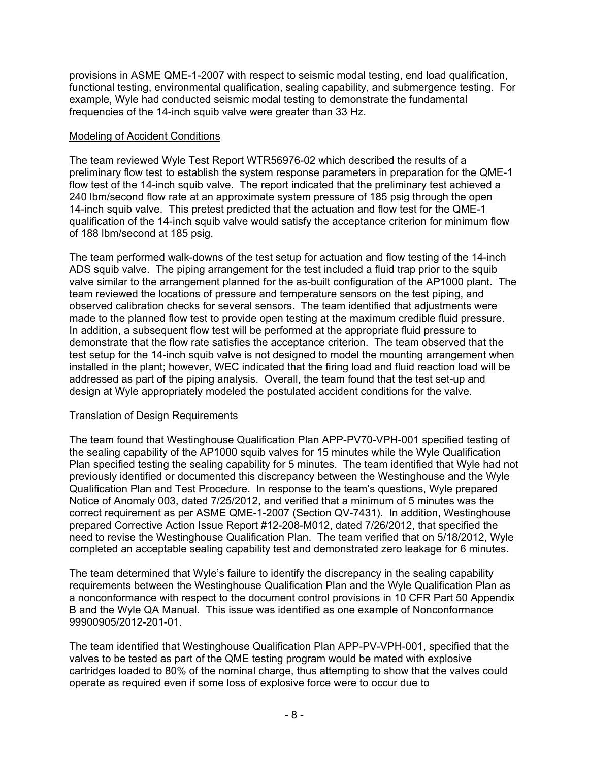provisions in ASME QME-1-2007 with respect to seismic modal testing, end load qualification, functional testing, environmental qualification, sealing capability, and submergence testing. For example, Wyle had conducted seismic modal testing to demonstrate the fundamental frequencies of the 14-inch squib valve were greater than 33 Hz.

Modeling of Accident Conditions

The team reviewed Wyle Test Report WTR56976-02 which described the results of a preliminary flow test to establish the system response parameters in preparation for the QME-1 flow test of the 14-inch squib valve. The report indicated that the preliminary test achieved a 240 lbm/second flow rate at an approximate system pressure of 185 psig through the open 14-inch squib valve. This pretest predicted that the actuation and flow test for the QME-1 qualification of the 14-inch squib valve would satisfy the acceptance criterion for minimum flow of 188 lbm/second at 185 psig.

The team performed walk-downs of the test setup for actuation and flow testing of the 14-inch ADS squib valve. The piping arrangement for the test included a fluid trap prior to the squib valve similar to the arrangement planned for the as-built configuration of the AP1000 plant. The team reviewed the locations of pressure and temperature sensors on the test piping, and observed calibration checks for several sensors. The team identified that adjustments were made to the planned flow test to provide open testing at the maximum credible fluid pressure. In addition, a subsequent flow test will be performed at the appropriate fluid pressure to demonstrate that the flow rate satisfies the acceptance criterion. The team observed that the test setup for the 14-inch squib valve is not designed to model the mounting arrangement when installed in the plant; however, WEC indicated that the firing load and fluid reaction load will be addressed as part of the piping analysis. Overall, the team found that the test set-up and design at Wyle appropriately modeled the postulated accident conditions for the valve.

Translation of Design Requirements

The team found that Westinghouse Qualification Plan APP-PV70-VPH-001 specified testing of the sealing capability of the AP1000 squib valves for 15 minutes while the Wyle Qualification Plan specified testing the sealing capability for 5 minutes. The team identified that Wyle had not previously identified or documented this discrepancy between the Westinghouse and the Wyle Qualification Plan and Test Procedure. In response to the team's questions, Wyle prepared Notice of Anomaly 003, dated 7/25/2012, and verified that a minimum of 5 minutes was the correct requirement as per ASME QME-1-2007 (Section QV-7431). In addition, Westinghouse prepared Corrective Action Issue Report #12-208-M012, dated 7/26/2012, that specified the need to revise the Westinghouse Qualification Plan. The team verified that on 5/18/2012, Wyle completed an acceptable sealing capability test and demonstrated zero leakage for 6 minutes.

The team determined that Wyle's failure to identify the discrepancy in the sealing capability requirements between the Westinghouse Qualification Plan and the Wyle Qualification Plan as a nonconformance with respect to the document control provisions in 10 CFR Part 50 Appendix B and the Wyle QA Manual. This issue was identified as one example of Nonconformance 99900905/2012-201-01.

The team identified that Westinghouse Qualification Plan APP-PV-VPH-001, specified that the valves to be tested as part of the QME testing program would be mated with explosive cartridges loaded to 80% of the nominal charge, thus attempting to show that the valves could operate as required even if some loss of explosive force were to occur due to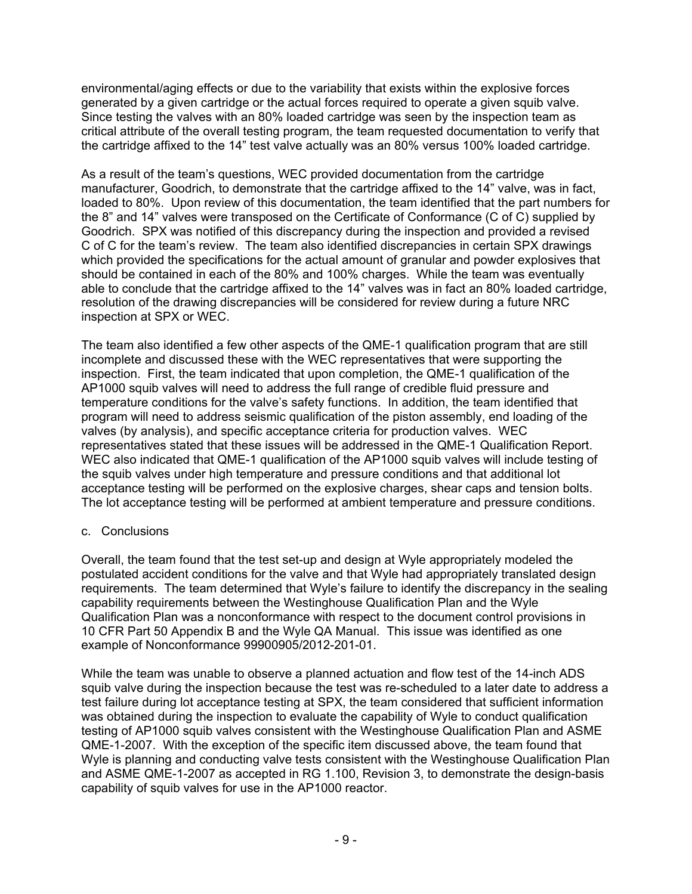environmental/aging effects or due to the variability that exists within the explosive forces generated by a given cartridge or the actual forces required to operate a given squib valve. Since testing the valves with an 80% loaded cartridge was seen by the inspection team as critical attribute of the overall testing program, the team requested documentation to verify that the cartridge affixed to the 14" test valve actually was an 80% versus 100% loaded cartridge.

As a result of the team's questions, WEC provided documentation from the cartridge manufacturer, Goodrich, to demonstrate that the cartridge affixed to the 14" valve, was in fact, loaded to 80%. Upon review of this documentation, the team identified that the part numbers for the 8" and 14" valves were transposed on the Certificate of Conformance (C of C) supplied by Goodrich. SPX was notified of this discrepancy during the inspection and provided a revised C of C for the team's review. The team also identified discrepancies in certain SPX drawings which provided the specifications for the actual amount of granular and powder explosives that should be contained in each of the 80% and 100% charges. While the team was eventually able to conclude that the cartridge affixed to the 14" valves was in fact an 80% loaded cartridge, resolution of the drawing discrepancies will be considered for review during a future NRC inspection at SPX or WEC.

The team also identified a few other aspects of the QME-1 qualification program that are still incomplete and discussed these with the WEC representatives that were supporting the inspection. First, the team indicated that upon completion, the QME-1 qualification of the AP1000 squib valves will need to address the full range of credible fluid pressure and temperature conditions for the valve's safety functions. In addition, the team identified that program will need to address seismic qualification of the piston assembly, end loading of the valves (by analysis), and specific acceptance criteria for production valves. WEC representatives stated that these issues will be addressed in the QME-1 Qualification Report. WEC also indicated that QME-1 qualification of the AP1000 squib valves will include testing of the squib valves under high temperature and pressure conditions and that additional lot acceptance testing will be performed on the explosive charges, shear caps and tension bolts. The lot acceptance testing will be performed at ambient temperature and pressure conditions.

c. Conclusions

Overall, the team found that the test set-up and design at Wyle appropriately modeled the postulated accident conditions for the valve and that Wyle had appropriately translated design requirements. The team determined that Wyle's failure to identify the discrepancy in the sealing capability requirements between the Westinghouse Qualification Plan and the Wyle Qualification Plan was a nonconformance with respect to the document control provisions in 10 CFR Part 50 Appendix B and the Wyle QA Manual. This issue was identified as one example of Nonconformance 99900905/2012-201-01.

While the team was unable to observe a planned actuation and flow test of the 14-inch ADS squib valve during the inspection because the test was re-scheduled to a later date to address a test failure during lot acceptance testing at SPX, the team considered that sufficient information was obtained during the inspection to evaluate the capability of Wyle to conduct qualification testing of AP1000 squib valves consistent with the Westinghouse Qualification Plan and ASME QME-1-2007. With the exception of the specific item discussed above, the team found that Wyle is planning and conducting valve tests consistent with the Westinghouse Qualification Plan and ASME QME-1-2007 as accepted in RG 1.100, Revision 3, to demonstrate the design-basis capability of squib valves for use in the AP1000 reactor.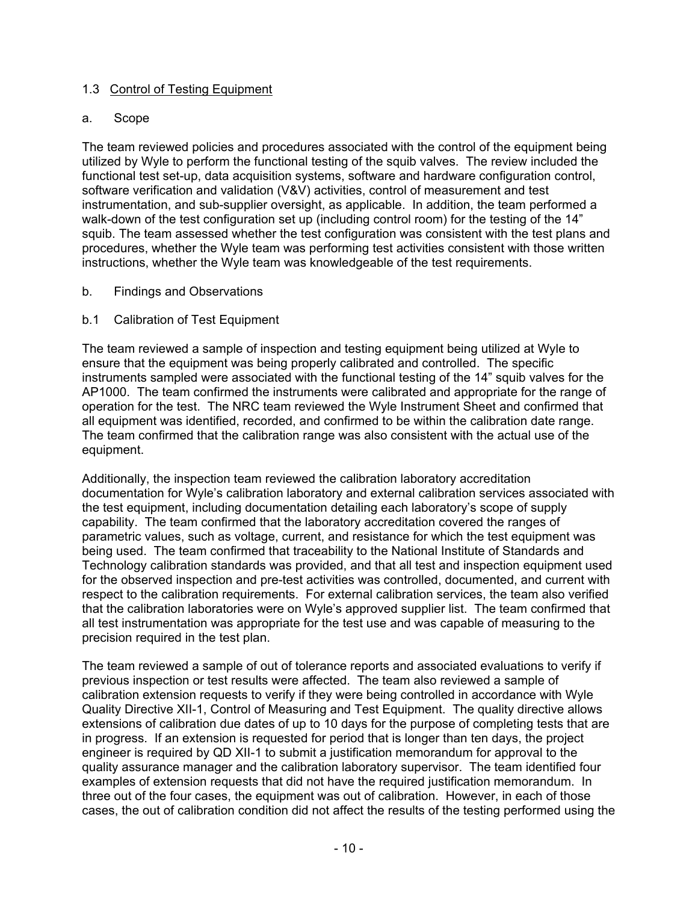1.3 Control of Testing Equipment

a. Scope

The team reviewed policies and procedures associated with the control of the equipment being utilized by Wyle to perform the functional testing of the squib valves. The review included the functional test set-up, data acquisition systems, software and hardware configuration control, software verification and validation (V&V) activities, control of measurement and test instrumentation, and sub-supplier oversight, as applicable. In addition, the team performed a walk-down of the test configuration set up (including control room) for the testing of the 14" squib. The team assessed whether the test configuration was consistent with the test plans and procedures, whether the Wyle team was performing test activities consistent with those written instructions, whether the Wyle team was knowledgeable of the test requirements.

b. Findings and Observations

b.1 Calibration of Test Equipment

The team reviewed a sample of inspection and testing equipment being utilized at Wyle to ensure that the equipment was being properly calibrated and controlled. The specific instruments sampled were associated with the functional testing of the 14" squib valves for the AP1000. The team confirmed the instruments were calibrated and appropriate for the range of operation for the test. The NRC team reviewed the Wyle Instrument Sheet and confirmed that all equipment was identified, recorded, and confirmed to be within the calibration date range. The team confirmed that the calibration range was also consistent with the actual use of the equipment.

Additionally, the inspection team reviewed the calibration laboratory accreditation documentation for Wyle's calibration laboratory and external calibration services associated with the test equipment, including documentation detailing each laboratory's scope of supply capability. The team confirmed that the laboratory accreditation covered the ranges of parametric values, such as voltage, current, and resistance for which the test equipment was being used. The team confirmed that traceability to the National Institute of Standards and Technology calibration standards was provided, and that all test and inspection equipment used for the observed inspection and pre-test activities was controlled, documented, and current with respect to the calibration requirements. For external calibration services, the team also verified that the calibration laboratories were on Wyle's approved supplier list. The team confirmed that all test instrumentation was appropriate for the test use and was capable of measuring to the precision required in the test plan.

The team reviewed a sample of out of tolerance reports and associated evaluations to verify if previous inspection or test results were affected. The team also reviewed a sample of calibration extension requests to verify if they were being controlled in accordance with Wyle Quality Directive XII-1, Control of Measuring and Test Equipment. The quality directive allows extensions of calibration due dates of up to 10 days for the purpose of completing tests that are in progress. If an extension is requested for period that is longer than ten days, the project engineer is required by QD XII-1 to submit a justification memorandum for approval to the quality assurance manager and the calibration laboratory supervisor. The team identified four examples of extension requests that did not have the required justification memorandum. In three out of the four cases, the equipment was out of calibration. However, in each of those cases, the out of calibration condition did not affect the results of the testing performed using the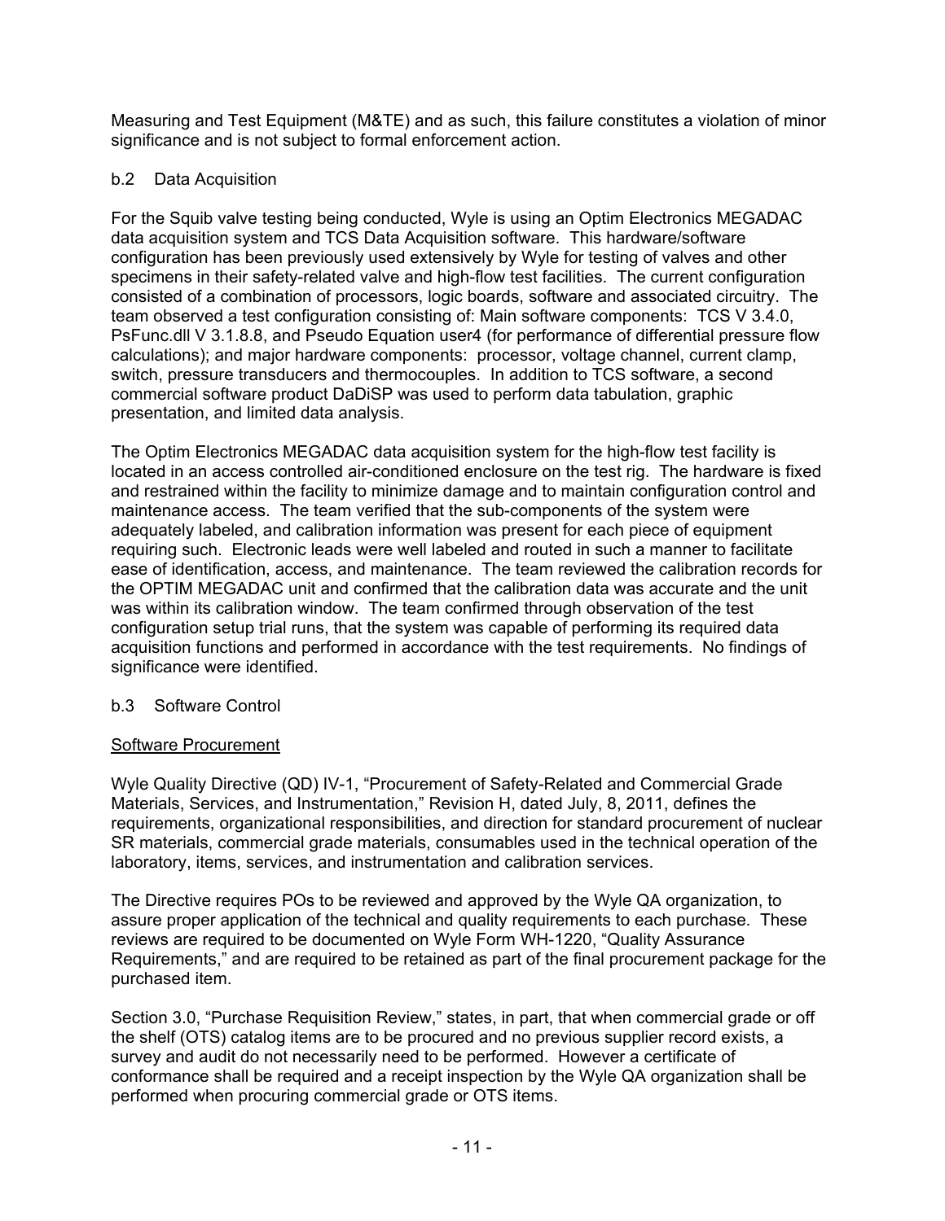Measuring and Test Equipment (M&TE) and as such, this failure constitutes a violation of minor significance and is not subject to formal enforcement action.

b.2 Data Acquisition

For the Squib valve testing being conducted, Wyle is using an Optim Electronics MEGADAC data acquisition system and TCS Data Acquisition software. This hardware/software configuration has been previously used extensively by Wyle for testing of valves and other specimens in their safety-related valve and high-flow test facilities. The current configuration consisted of a combination of processors, logic boards, software and associated circuitry. The team observed a test configuration consisting of: Main software components: TCS V 3.4.0, PsFunc.dll V 3.1.8.8, and Pseudo Equation user4 (for performance of differential pressure flow calculations); and major hardware components: processor, voltage channel, current clamp, switch, pressure transducers and thermocouples. In addition to TCS software, a second commercial software product DaDiSP was used to perform data tabulation, graphic presentation, and limited data analysis.

The Optim Electronics MEGADAC data acquisition system for the high-flow test facility is located in an access controlled air-conditioned enclosure on the test rig. The hardware is fixed and restrained within the facility to minimize damage and to maintain configuration control and maintenance access. The team verified that the sub-components of the system were adequately labeled, and calibration information was present for each piece of equipment requiring such. Electronic leads were well labeled and routed in such a manner to facilitate ease of identification, access, and maintenance. The team reviewed the calibration records for the OPTIM MEGADAC unit and confirmed that the calibration data was accurate and the unit was within its calibration window. The team confirmed through observation of the test configuration setup trial runs, that the system was capable of performing its required data acquisition functions and performed in accordance with the test requirements. No findings of significance were identified.

b.3 Software Control

Software Procurement

Wyle Quality Directive (QD) IV-1, "Procurement of Safety-Related and Commercial Grade Materials, Services, and Instrumentation," Revision H, dated July, 8, 2011, defines the requirements, organizational responsibilities, and direction for standard procurement of nuclear SR materials, commercial grade materials, consumables used in the technical operation of the laboratory, items, services, and instrumentation and calibration services.

The Directive requires POs to be reviewed and approved by the Wyle QA organization, to assure proper application of the technical and quality requirements to each purchase. These reviews are required to be documented on Wyle Form WH-1220, "Quality Assurance Requirements," and are required to be retained as part of the final procurement package for the purchased item.

Section 3.0, "Purchase Requisition Review," states, in part, that when commercial grade or off the shelf (OTS) catalog items are to be procured and no previous supplier record exists, a survey and audit do not necessarily need to be performed. However a certificate of conformance shall be required and a receipt inspection by the Wyle QA organization shall be performed when procuring commercial grade or OTS items.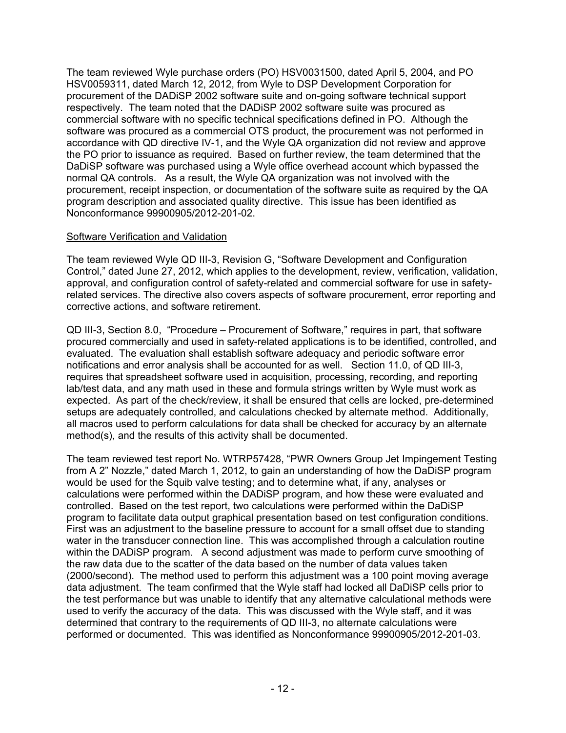The team reviewed Wyle purchase orders (PO) HSV0031500, dated April 5, 2004, and PO HSV0059311, dated March 12, 2012, from Wyle to DSP Development Corporation for procurement of the DADiSP 2002 software suite and on-going software technical support respectively. The team noted that the DADiSP 2002 software suite was procured as commercial software with no specific technical specifications defined in PO. Although the software was procured as a commercial OTS product, the procurement was not performed in accordance with QD directive IV-1, and the Wyle QA organization did not review and approve the PO prior to issuance as required. Based on further review, the team determined that the DaDiSP software was purchased using a Wyle office overhead account which bypassed the normal QA controls. As a result, the Wyle QA organization was not involved with the procurement, receipt inspection, or documentation of the software suite as required by the QA program description and associated quality directive. This issue has been identified as Nonconformance 99900905/2012-201-02.

Software Verification and Validation

The team reviewed Wyle QD III-3, Revision G, "Software Development and Configuration Control," dated June 27, 2012, which applies to the development, review, verification, validation, approval, and configuration control of safety-related and commercial software for use in safety-related services. The directive also covers aspects of software procurement, error reporting and corrective actions, and software retirement.

QD III-3, Section 8.0, "Procedure – Procurement of Software," requires in part, that software procured commercially and used in safety-related applications is to be identified, controlled, and evaluated. The evaluation shall establish software adequacy and periodic software error notifications and error analysis shall be accounted for as well. Section 11.0, of QD III-3, requires that spreadsheet software used in acquisition, processing, recording, and reporting lab/test data, and any math used in these and formula strings written by Wyle must work as expected. As part of the check/review, it shall be ensured that cells are locked, pre-determined setups are adequately controlled, and calculations checked by alternate method. Additionally, all macros used to perform calculations for data shall be checked for accuracy by an alternate method(s), and the results of this activity shall be documented.

The team reviewed test report No. WTRP57428, "PWR Owners Group Jet Impingement Testing from A 2" Nozzle," dated March 1, 2012, to gain an understanding of how the DaDiSP program would be used for the Squib valve testing; and to determine what, if any, analyses or calculations were performed within the DADiSP program, and how these were evaluated and controlled. Based on the test report, two calculations were performed within the DaDiSP program to facilitate data output graphical presentation based on test configuration conditions. First was an adjustment to the baseline pressure to account for a small offset due to standing water in the transducer connection line. This was accomplished through a calculation routine within the DADiSP program. A second adjustment was made to perform curve smoothing of the raw data due to the scatter of the data based on the number of data values taken (2000/second). The method used to perform this adjustment was a 100 point moving average data adjustment. The team confirmed that the Wyle staff had locked all DaDiSP cells prior to the test performance but was unable to identify that any alternative calculational methods were used to verify the accuracy of the data. This was discussed with the Wyle staff, and it was determined that contrary to the requirements of QD III-3, no alternate calculations were performed or documented. This was identified as Nonconformance 99900905/2012-201-03.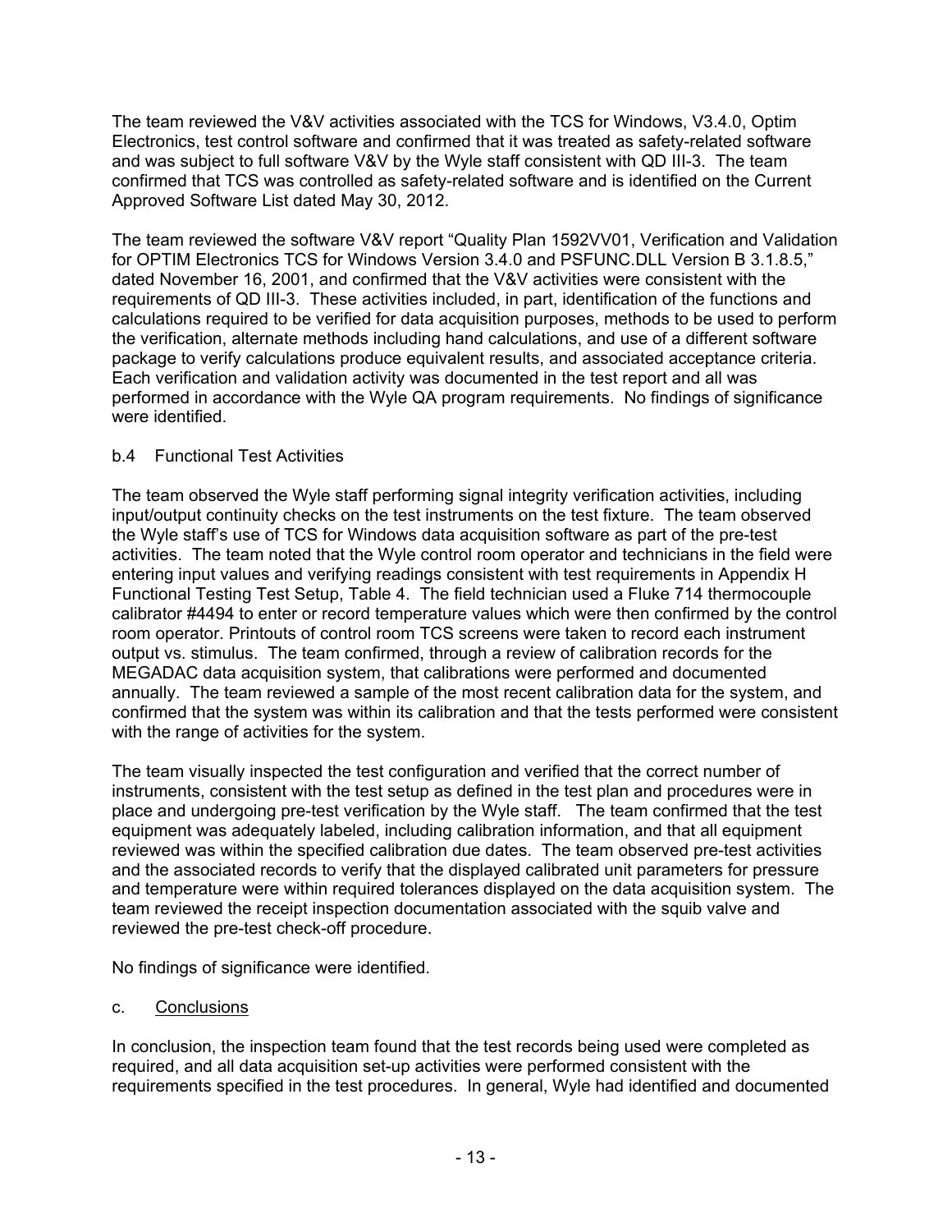The team reviewed the V&V activities associated with the TCS for Windows, V3.4.0, Optim Electronics, test control software and confirmed that it was treated as safety-related software and was subject to full software V&V by the Wyle staff consistent with QD III-3. The team confirmed that TCS was controlled as safety-related software and is identified on the Current Approved Software List dated May 30, 2012.

The team reviewed the software V&V report "Quality Plan 1592VV01, Verification and Validation for OPTIM Electronics TCS for Windows Version 3.4.0 and PSFUNC.DLL Version B 3.1.8.5," dated November 16, 2001, and confirmed that the V&V activities were consistent with the requirements of QD III-3. These activities included, in part, identification of the functions and calculations required to be verified for data acquisition purposes, methods to be used to perform the verification, alternate methods including hand calculations, and use of a different software package to verify calculations produce equivalent results, and associated acceptance criteria. Each verification and validation activity was documented in the test report and all was performed in accordance with the Wyle QA program requirements. No findings of significance were identified.

b.4 Functional Test Activities

The team observed the Wyle staff performing signal integrity verification activities, including input/output continuity checks on the test instruments on the test fixture. The team observed the Wyle staff's use of TCS for Windows data acquisition software as part of the pre-test activities. The team noted that the Wyle control room operator and technicians in the field were entering input values and verifying readings consistent with test requirements in Appendix H Functional Testing Test Setup, Table 4. The field technician used a Fluke 714 thermocouple calibrator #4494 to enter or record temperature values which were then confirmed by the control room operator. Printouts of control room TCS screens were taken to record each instrument output vs. stimulus. The team confirmed, through a review of calibration records for the MEGADAC data acquisition system, that calibrations were performed and documented annually. The team reviewed a sample of the most recent calibration data for the system, and confirmed that the system was within its calibration and that the tests performed were consistent with the range of activities for the system.

The team visually inspected the test configuration and verified that the correct number of instruments, consistent with the test setup as defined in the test plan and procedures were in place and undergoing pre-test verification by the Wyle staff. The team confirmed that the test equipment was adequately labeled, including calibration information, and that all equipment reviewed was within the specified calibration due dates. The team observed pre-test activities and the associated records to verify that the displayed calibrated unit parameters for pressure and temperature were within required tolerances displayed on the data acquisition system. The team reviewed the receipt inspection documentation associated with the squib valve and reviewed the pre-test check-off procedure.

No findings of significance were identified.

c. Conclusions

In conclusion, the inspection team found that the test records being used were completed as required, and all data acquisition set-up activities were performed consistent with the requirements specified in the test procedures. In general, Wyle had identified and documented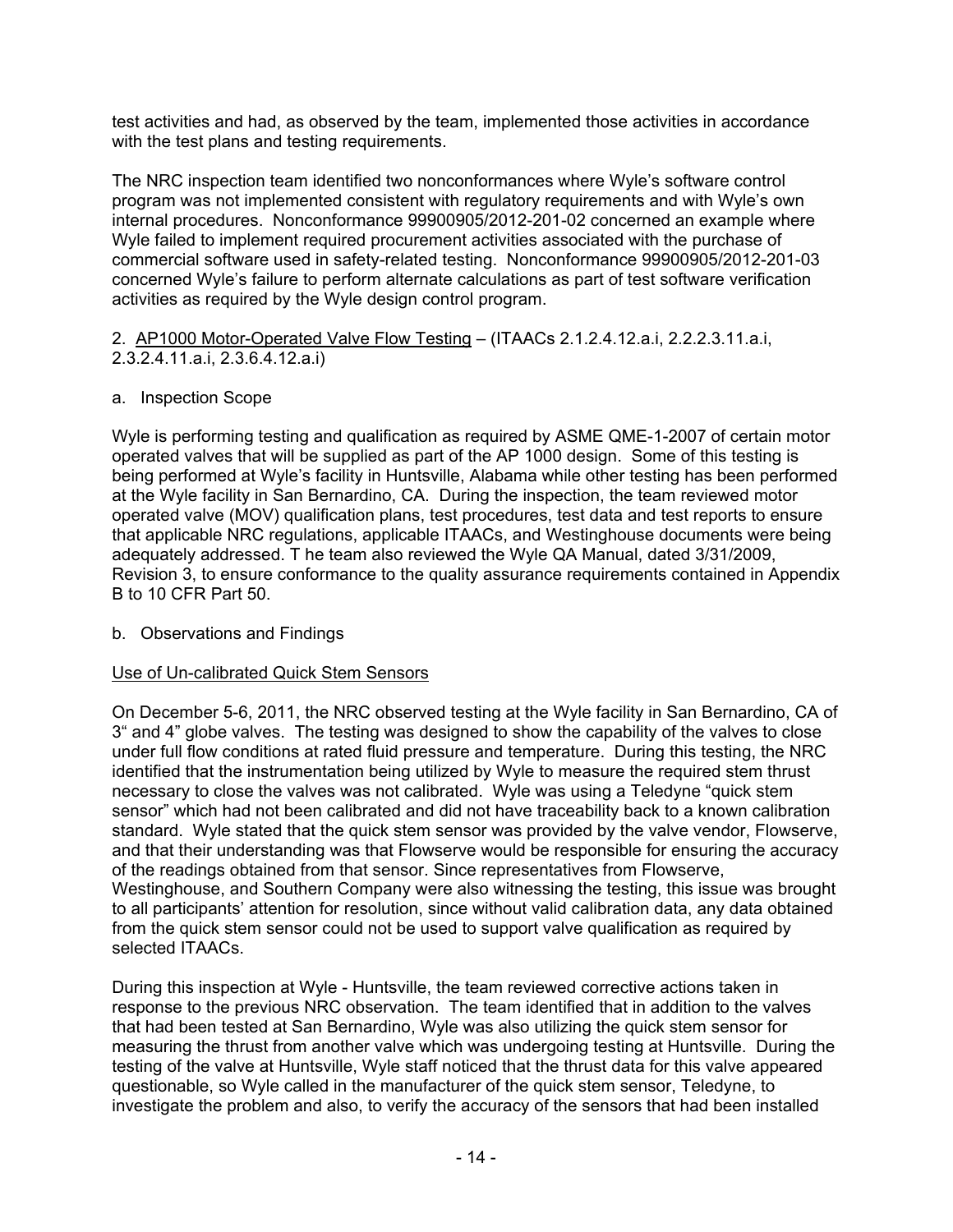test activities and had, as observed by the team, implemented those activities in accordance with the test plans and testing requirements.

The NRC inspection team identified two nonconformances where Wyle's software control program was not implemented consistent with regulatory requirements and with Wyle's own internal procedures. Nonconformance 99900905/2012-201-02 concerned an example where Wyle failed to implement required procurement activities associated with the purchase of commercial software used in safety-related testing. Nonconformance 99900905/2012-201-03 concerned Wyle's failure to perform alternate calculations as part of test software verification activities as required by the Wyle design control program.

2. AP1000 Motor-Operated Valve Flow Testing – (ITAACs 2.1.2.4.12.a.i, 2.2.2.3.11.a.i, 2.3.2.4.11.a.i, 2.3.6.4.12.a.i)

a. Inspection Scope

Wyle is performing testing and qualification as required by ASME QME-1-2007 of certain motor operated valves that will be supplied as part of the AP 1000 design. Some of this testing is being performed at Wyle's facility in Huntsville, Alabama while other testing has been performed at the Wyle facility in San Bernardino, CA. During the inspection, the team reviewed motor operated valve (MOV) qualification plans, test procedures, test data and test reports to ensure that applicable NRC regulations, applicable ITAACs, and Westinghouse documents were being adequately addressed. T he team also reviewed the Wyle QA Manual, dated 3/31/2009, Revision 3, to ensure conformance to the quality assurance requirements contained in Appendix B to 10 CFR Part 50.

b. Observations and Findings

Use of Un-calibrated Quick Stem Sensors

On December 5-6, 2011, the NRC observed testing at the Wyle facility in San Bernardino, CA of 3" and 4" globe valves. The testing was designed to show the capability of the valves to close under full flow conditions at rated fluid pressure and temperature. During this testing, the NRC identified that the instrumentation being utilized by Wyle to measure the required stem thrust necessary to close the valves was not calibrated. Wyle was using a Teledyne "quick stem sensor" which had not been calibrated and did not have traceability back to a known calibration standard. Wyle stated that the quick stem sensor was provided by the valve vendor, Flowserve, and that their understanding was that Flowserve would be responsible for ensuring the accuracy of the readings obtained from that sensor. Since representatives from Flowserve, Westinghouse, and Southern Company were also witnessing the testing, this issue was brought to all participants' attention for resolution, since without valid calibration data, any data obtained from the quick stem sensor could not be used to support valve qualification as required by selected ITAACs.

During this inspection at Wyle - Huntsville, the team reviewed corrective actions taken in response to the previous NRC observation. The team identified that in addition to the valves that had been tested at San Bernardino, Wyle was also utilizing the quick stem sensor for measuring the thrust from another valve which was undergoing testing at Huntsville. During the testing of the valve at Huntsville, Wyle staff noticed that the thrust data for this valve appeared questionable, so Wyle called in the manufacturer of the quick stem sensor, Teledyne, to investigate the problem and also, to verify the accuracy of the sensors that had been installed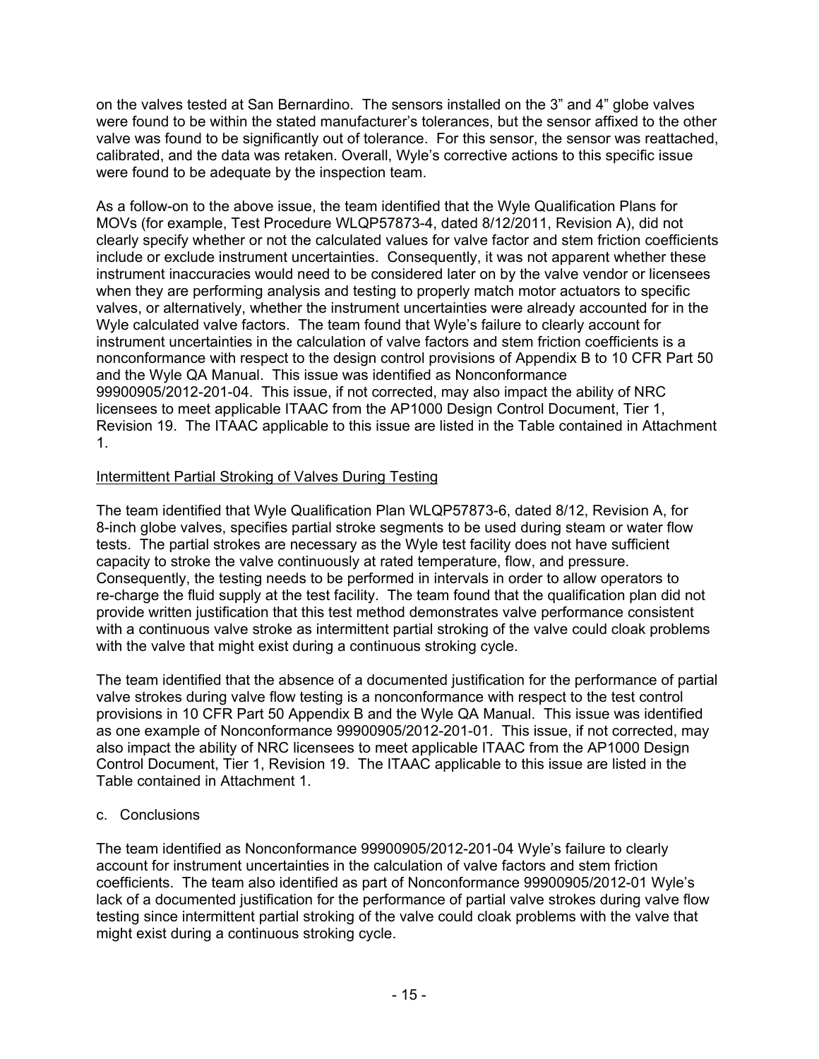on the valves tested at San Bernardino. The sensors installed on the 3" and 4" globe valves were found to be within the stated manufacturer's tolerances, but the sensor affixed to the other valve was found to be significantly out of tolerance. For this sensor, the sensor was reattached, calibrated, and the data was retaken. Overall, Wyle's corrective actions to this specific issue were found to be adequate by the inspection team.

As a follow-on to the above issue, the team identified that the Wyle Qualification Plans for MOVs (for example, Test Procedure WLQP57873-4, dated 8/12/2011, Revision A), did not clearly specify whether or not the calculated values for valve factor and stem friction coefficients include or exclude instrument uncertainties. Consequently, it was not apparent whether these instrument inaccuracies would need to be considered later on by the valve vendor or licensees when they are performing analysis and testing to properly match motor actuators to specific valves, or alternatively, whether the instrument uncertainties were already accounted for in the Wyle calculated valve factors. The team found that Wyle's failure to clearly account for instrument uncertainties in the calculation of valve factors and stem friction coefficients is a nonconformance with respect to the design control provisions of Appendix B to 10 CFR Part 50 and the Wyle QA Manual. This issue was identified as Nonconformance 99900905/2012-201-04. This issue, if not corrected, may also impact the ability of NRC licensees to meet applicable ITAAC from the AP1000 Design Control Document, Tier 1, Revision 19. The ITAAC applicable to this issue are listed in the Table contained in Attachment 1.

Intermittent Partial Stroking of Valves During Testing

The team identified that Wyle Qualification Plan WLQP57873-6, dated 8/12, Revision A, for 8-inch globe valves, specifies partial stroke segments to be used during steam or water flow tests. The partial strokes are necessary as the Wyle test facility does not have sufficient capacity to stroke the valve continuously at rated temperature, flow, and pressure. Consequently, the testing needs to be performed in intervals in order to allow operators to re-charge the fluid supply at the test facility. The team found that the qualification plan did not provide written justification that this test method demonstrates valve performance consistent with a continuous valve stroke as intermittent partial stroking of the valve could cloak problems with the valve that might exist during a continuous stroking cycle.

The team identified that the absence of a documented justification for the performance of partial valve strokes during valve flow testing is a nonconformance with respect to the test control provisions in 10 CFR Part 50 Appendix B and the Wyle QA Manual. This issue was identified as one example of Nonconformance 99900905/2012-201-01. This issue, if not corrected, may also impact the ability of NRC licensees to meet applicable ITAAC from the AP1000 Design Control Document, Tier 1, Revision 19. The ITAAC applicable to this issue are listed in the Table contained in Attachment 1.

c. Conclusions

The team identified as Nonconformance 99900905/2012-201-04 Wyle's failure to clearly account for instrument uncertainties in the calculation of valve factors and stem friction coefficients. The team also identified as part of Nonconformance 99900905/2012-01 Wyle's lack of a documented justification for the performance of partial valve strokes during valve flow testing since intermittent partial stroking of the valve could cloak problems with the valve that might exist during a continuous stroking cycle.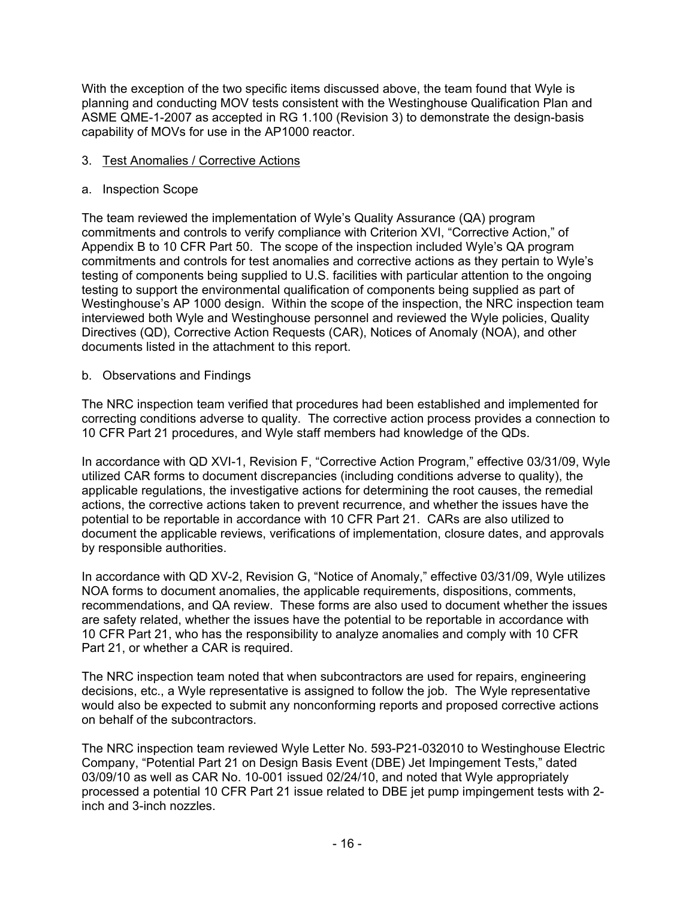With the exception of the two specific items discussed above, the team found that Wyle is planning and conducting MOV tests consistent with the Westinghouse Qualification Plan and ASME QME-1-2007 as accepted in RG 1.100 (Revision 3) to demonstrate the design-basis capability of MOVs for use in the AP1000 reactor.

3. Test Anomalies / Corrective Actions

a. Inspection Scope

The team reviewed the implementation of Wyle's Quality Assurance (QA) program commitments and controls to verify compliance with Criterion XVI, "Corrective Action," of Appendix B to 10 CFR Part 50. The scope of the inspection included Wyle's QA program commitments and controls for test anomalies and corrective actions as they pertain to Wyle's testing of components being supplied to U.S. facilities with particular attention to the ongoing testing to support the environmental qualification of components being supplied as part of Westinghouse's AP 1000 design. Within the scope of the inspection, the NRC inspection team interviewed both Wyle and Westinghouse personnel and reviewed the Wyle policies, Quality Directives (QD), Corrective Action Requests (CAR), Notices of Anomaly (NOA), and other documents listed in the attachment to this report.

b. Observations and Findings

The NRC inspection team verified that procedures had been established and implemented for correcting conditions adverse to quality. The corrective action process provides a connection to 10 CFR Part 21 procedures, and Wyle staff members had knowledge of the QDs.

In accordance with QD XVI-1, Revision F, "Corrective Action Program," effective 03/31/09, Wyle utilized CAR forms to document discrepancies (including conditions adverse to quality), the applicable regulations, the investigative actions for determining the root causes, the remedial actions, the corrective actions taken to prevent recurrence, and whether the issues have the potential to be reportable in accordance with 10 CFR Part 21. CARs are also utilized to document the applicable reviews, verifications of implementation, closure dates, and approvals by responsible authorities.

In accordance with QD XV-2, Revision G, "Notice of Anomaly," effective 03/31/09, Wyle utilizes NOA forms to document anomalies, the applicable requirements, dispositions, comments, recommendations, and QA review. These forms are also used to document whether the issues are safety related, whether the issues have the potential to be reportable in accordance with 10 CFR Part 21, who has the responsibility to analyze anomalies and comply with 10 CFR Part 21, or whether a CAR is required.

The NRC inspection team noted that when subcontractors are used for repairs, engineering decisions, etc., a Wyle representative is assigned to follow the job. The Wyle representative would also be expected to submit any nonconforming reports and proposed corrective actions on behalf of the subcontractors.

The NRC inspection team reviewed Wyle Letter No. 593-P21-032010 to Westinghouse Electric Company, "Potential Part 21 on Design Basis Event (DBE) Jet Impingement Tests," dated 03/09/10 as well as CAR No. 10-001 issued 02/24/10, and noted that Wyle appropriately processed a potential 10 CFR Part 21 issue related to DBE jet pump impingement tests with 2-inch and 3-inch nozzles.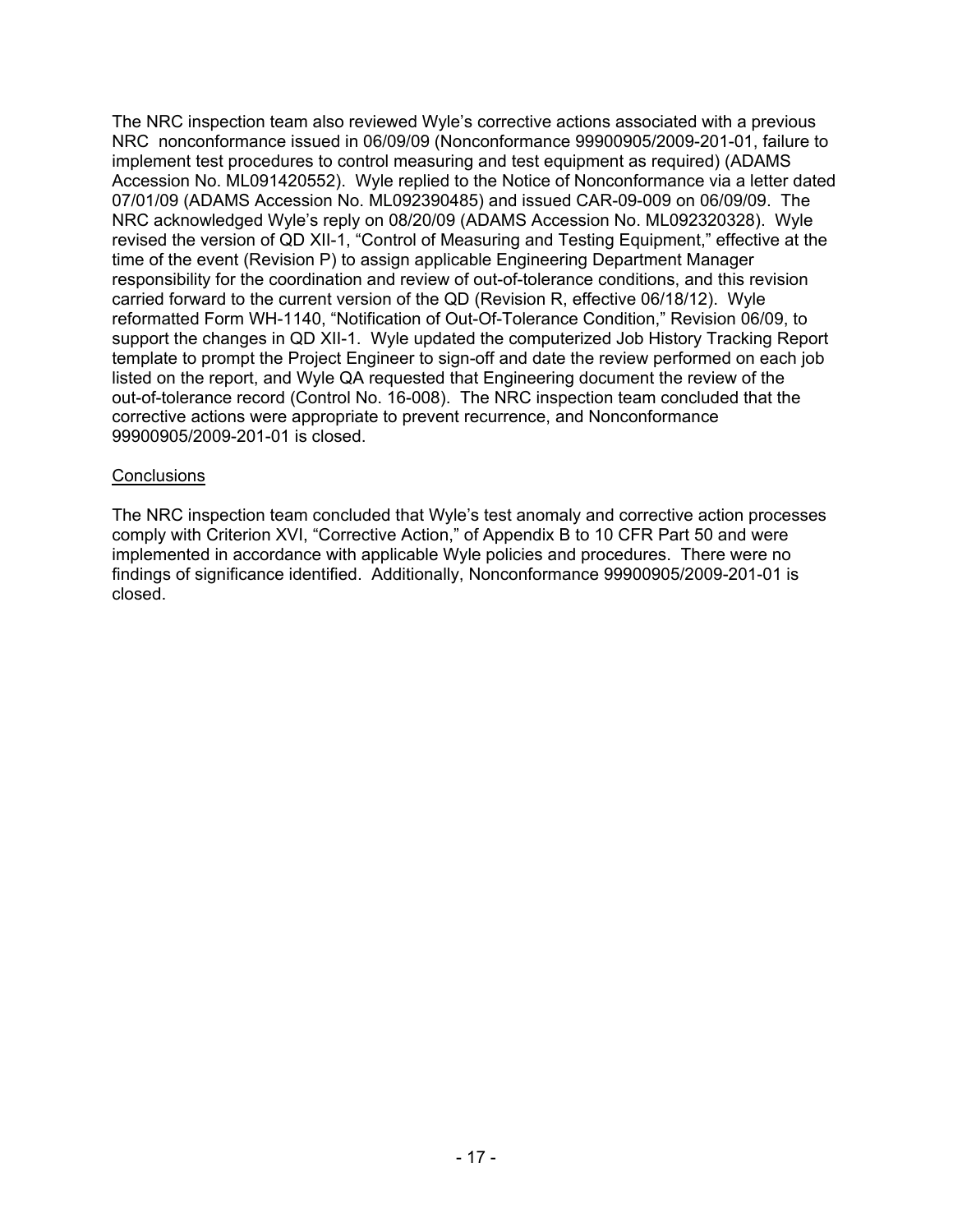The NRC inspection team also reviewed Wyle's corrective actions associated with a previous NRC nonconformance issued in 06/09/09 (Nonconformance 99900905/2009-201-01, failure to implement test procedures to control measuring and test equipment as required) (ADAMS Accession No. ML091420552). Wyle replied to the Notice of Nonconformance via a letter dated 07/01/09 (ADAMS Accession No. ML092390485) and issued CAR-09-009 on 06/09/09. The NRC acknowledged Wyle's reply on 08/20/09 (ADAMS Accession No. ML092320328). Wyle revised the version of QD XII-1, "Control of Measuring and Testing Equipment," effective at the time of the event (Revision P) to assign applicable Engineering Department Manager responsibility for the coordination and review of out-of-tolerance conditions, and this revision carried forward to the current version of the QD (Revision R, effective 06/18/12). Wyle reformatted Form WH-1140, "Notification of Out-Of-Tolerance Condition," Revision 06/09, to support the changes in QD XII-1. Wyle updated the computerized Job History Tracking Report template to prompt the Project Engineer to sign-off and date the review performed on each job listed on the report, and Wyle QA requested that Engineering document the review of the out-of-tolerance record (Control No. 16-008). The NRC inspection team concluded that the corrective actions were appropriate to prevent recurrence, and Nonconformance 99900905/2009-201-01 is closed.

Conclusions

The NRC inspection team concluded that Wyle's test anomaly and corrective action processes comply with Criterion XVI, "Corrective Action," of Appendix B to 10 CFR Part 50 and were implemented in accordance with applicable Wyle policies and procedures. There were no findings of significance identified. Additionally, Nonconformance 99900905/2009-201-01 is closed.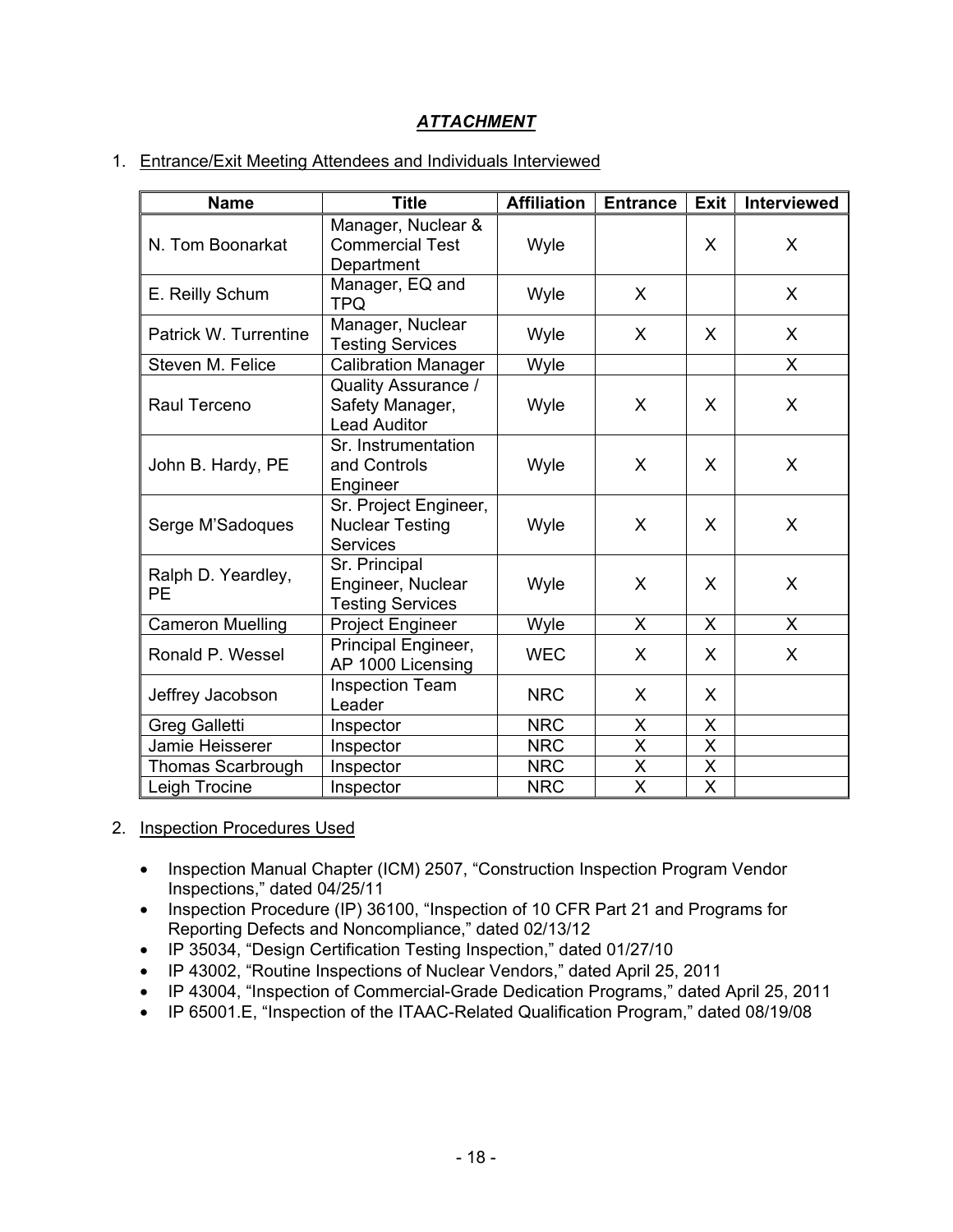# *ATTACHMENT*

1. Entrance/Exit Meeting Attendees and Individuals Interviewed

| Name | Title | Affiliation | Entrance | Exit | Interviewed |
|---|---|---|---|---|---|
| N. Tom Boonarkat | Manager, Nuclear & Commercial Test Department | Wyle | | X | X |
| E. Reilly Schum | Manager, EQ and TPQ | Wyle | X | | X |
| Patrick W. Turrentine | Manager, Nuclear Testing Services | Wyle | X | X | X |
| Steven M. Felice | Calibration Manager | Wyle | | | X |
| Raul Terceno | Quality Assurance / Safety Manager, Lead Auditor | Wyle | X | X | X |
| John B. Hardy, PE | Sr. Instrumentation and Controls Engineer | Wyle | X | X | X |
| Serge M'Sadoques | Sr. Project Engineer, Nuclear Testing Services | Wyle | X | X | X |
| Ralph D. Yeardley, PE | Sr. Principal Engineer, Nuclear Testing Services | Wyle | X | X | X |
| Cameron Muelling | Project Engineer | Wyle | X | X | X |
| Ronald P. Wessel | Principal Engineer, AP 1000 Licensing | WEC | X | X | X |
| Jeffrey Jacobson | Inspection Team Leader | NRC | X | X | |
| Greg Galletti | Inspector | NRC | X | X | |
| Jamie Heisserer | Inspector | NRC | X | X | |
| Thomas Scarbrough | Inspector | NRC | X | X | |
| Leigh Trocine | Inspector | NRC | X | X | |

2. Inspection Procedures Used

- Inspection Manual Chapter (ICM) 2507, "Construction Inspection Program Vendor Inspections," dated 04/25/11
- Inspection Procedure (IP) 36100, "Inspection of 10 CFR Part 21 and Programs for Reporting Defects and Noncompliance," dated 02/13/12
- IP 35034, "Design Certification Testing Inspection," dated 01/27/10
- IP 43002, "Routine Inspections of Nuclear Vendors," dated April 25, 2011
- IP 43004, "Inspection of Commercial-Grade Dedication Programs," dated April 25, 2011
- IP 65001.E, "Inspection of the ITAAC-Related Qualification Program," dated 08/19/08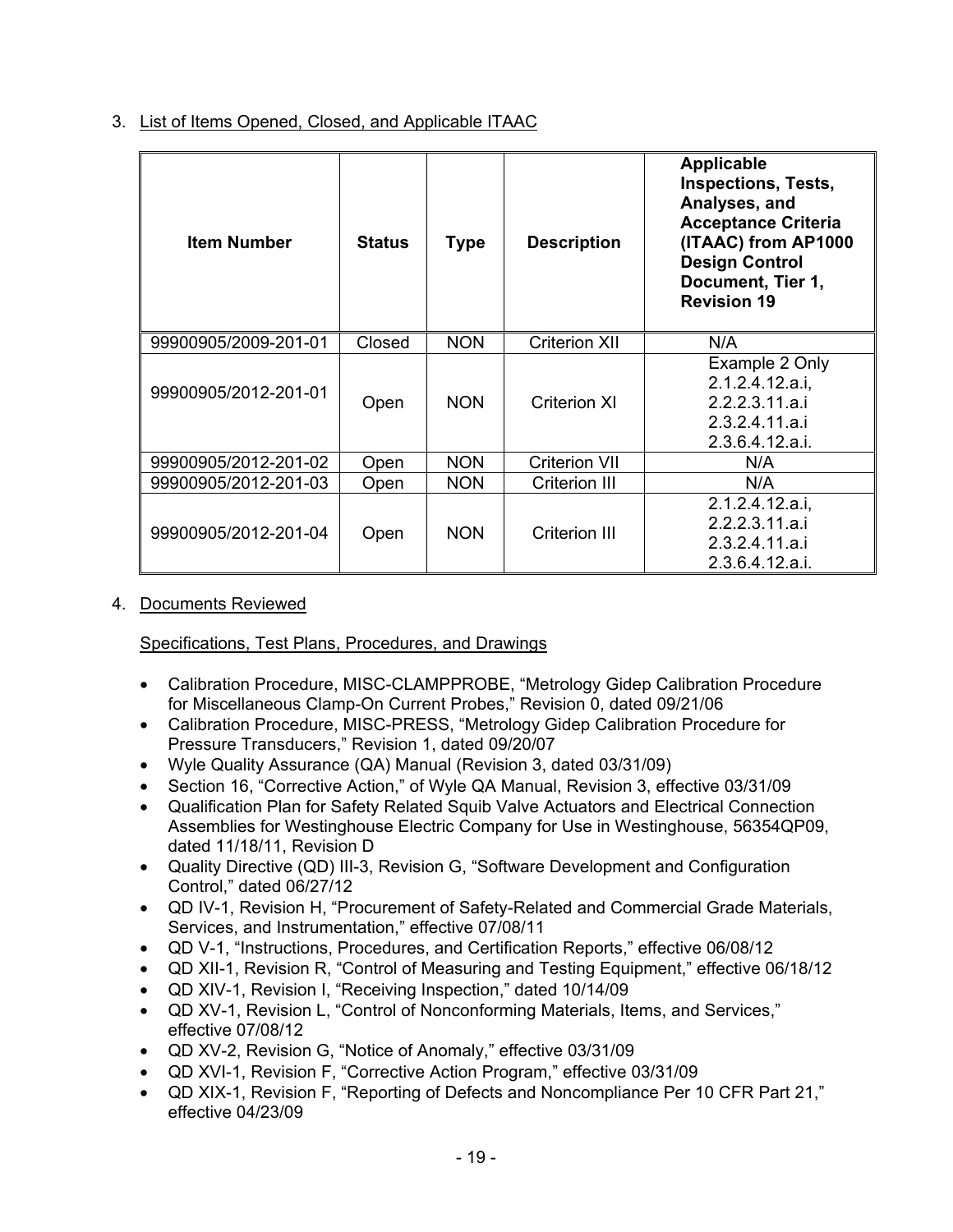3. List of Items Opened, Closed, and Applicable ITAAC

| Item Number | Status | Type | Description | Applicable Inspections, Tests, Analyses, and Acceptance Criteria (ITAAC) from AP1000 Design Control Document, Tier 1, Revision 19 |
|---|---|---|---|---|
| 99900905/2009-201-01 | Closed | NON | Criterion XII | N/A |
| 99900905/2012-201-01 | Open | NON | Criterion XI | Example 2 Only 2.1.2.4.12.a.i, 2.2.2.3.11.a.i 2.3.2.4.11.a.i 2.3.6.4.12.a.i. |
| 99900905/2012-201-02 | Open | NON | Criterion VII | N/A |
| 99900905/2012-201-03 | Open | NON | Criterion III | N/A |
| 99900905/2012-201-04 | Open | NON | Criterion III | 2.1.2.4.12.a.i, 2.2.2.3.11.a.i 2.3.2.4.11.a.i 2.3.6.4.12.a.i. |

4. Documents Reviewed

Specifications, Test Plans, Procedures, and Drawings

- Calibration Procedure, MISC-CLAMPPROBE, "Metrology Gidep Calibration Procedure for Miscellaneous Clamp-On Current Probes," Revision 0, dated 09/21/06
- Calibration Procedure, MISC-PRESS, "Metrology Gidep Calibration Procedure for Pressure Transducers," Revision 1, dated 09/20/07
- Wyle Quality Assurance (QA) Manual (Revision 3, dated 03/31/09)
- Section 16, "Corrective Action," of Wyle QA Manual, Revision 3, effective 03/31/09
- Qualification Plan for Safety Related Squib Valve Actuators and Electrical Connection Assemblies for Westinghouse Electric Company for Use in Westinghouse, 56354QP09, dated 11/18/11, Revision D
- Quality Directive (QD) III-3, Revision G, "Software Development and Configuration Control," dated 06/27/12
- QD IV-1, Revision H, "Procurement of Safety-Related and Commercial Grade Materials, Services, and Instrumentation," effective 07/08/11
- QD V-1, "Instructions, Procedures, and Certification Reports," effective 06/08/12
- QD XII-1, Revision R, "Control of Measuring and Testing Equipment," effective 06/18/12
- QD XIV-1, Revision I, "Receiving Inspection," dated 10/14/09
- QD XV-1, Revision L, "Control of Nonconforming Materials, Items, and Services," effective 07/08/12
- QD XV-2, Revision G, "Notice of Anomaly," effective 03/31/09
- QD XVI-1, Revision F, "Corrective Action Program," effective 03/31/09
- QD XIX-1, Revision F, "Reporting of Defects and Noncompliance Per 10 CFR Part 21," effective 04/23/09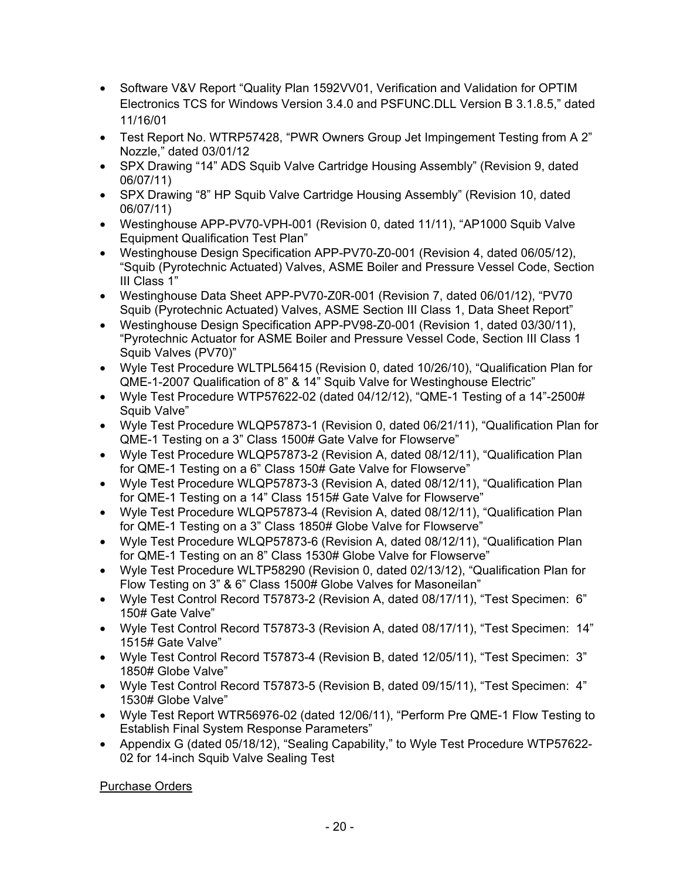- Software V&V Report "Quality Plan 1592VV01, Verification and Validation for OPTIM Electronics TCS for Windows Version 3.4.0 and PSFUNC.DLL Version B 3.1.8.5," dated 11/16/01
- Test Report No. WTRP57428, "PWR Owners Group Jet Impingement Testing from A 2" Nozzle," dated 03/01/12
- SPX Drawing "14" ADS Squib Valve Cartridge Housing Assembly" (Revision 9, dated 06/07/11)
- SPX Drawing "8" HP Squib Valve Cartridge Housing Assembly" (Revision 10, dated 06/07/11)
- Westinghouse APP-PV70-VPH-001 (Revision 0, dated 11/11), "AP1000 Squib Valve Equipment Qualification Test Plan"
- Westinghouse Design Specification APP-PV70-Z0-001 (Revision 4, dated 06/05/12), "Squib (Pyrotechnic Actuated) Valves, ASME Boiler and Pressure Vessel Code, Section III Class 1"
- Westinghouse Data Sheet APP-PV70-Z0R-001 (Revision 7, dated 06/01/12), "PV70 Squib (Pyrotechnic Actuated) Valves, ASME Section III Class 1, Data Sheet Report"
- Westinghouse Design Specification APP-PV98-Z0-001 (Revision 1, dated 03/30/11), "Pyrotechnic Actuator for ASME Boiler and Pressure Vessel Code, Section III Class 1 Squib Valves (PV70)"
- Wyle Test Procedure WLTPL56415 (Revision 0, dated 10/26/10), "Qualification Plan for QME-1-2007 Qualification of 8" & 14" Squib Valve for Westinghouse Electric"
- Wyle Test Procedure WTP57622-02 (dated 04/12/12), "QME-1 Testing of a 14"-2500# Squib Valve"
- Wyle Test Procedure WLQP57873-1 (Revision 0, dated 06/21/11), "Qualification Plan for QME-1 Testing on a 3" Class 1500# Gate Valve for Flowserve"
- Wyle Test Procedure WLQP57873-2 (Revision A, dated 08/12/11), "Qualification Plan for QME-1 Testing on a 6" Class 150# Gate Valve for Flowserve"
- Wyle Test Procedure WLQP57873-3 (Revision A, dated 08/12/11), "Qualification Plan for QME-1 Testing on a 14" Class 1515# Gate Valve for Flowserve"
- Wyle Test Procedure WLQP57873-4 (Revision A, dated 08/12/11), "Qualification Plan for QME-1 Testing on a 3" Class 1850# Globe Valve for Flowserve"
- Wyle Test Procedure WLQP57873-6 (Revision A, dated 08/12/11), "Qualification Plan for QME-1 Testing on an 8" Class 1530# Globe Valve for Flowserve"
- Wyle Test Procedure WLTP58290 (Revision 0, dated 02/13/12), "Qualification Plan for Flow Testing on 3" & 6" Class 1500# Globe Valves for Masoneilan"
- Wyle Test Control Record T57873-2 (Revision A, dated 08/17/11), "Test Specimen: 6" 150# Gate Valve"
- Wyle Test Control Record T57873-3 (Revision A, dated 08/17/11), "Test Specimen: 14" 1515# Gate Valve"
- Wyle Test Control Record T57873-4 (Revision B, dated 12/05/11), "Test Specimen: 3" 1850# Globe Valve"
- Wyle Test Control Record T57873-5 (Revision B, dated 09/15/11), "Test Specimen: 4" 1530# Globe Valve"
- Wyle Test Report WTR56976-02 (dated 12/06/11), "Perform Pre QME-1 Flow Testing to Establish Final System Response Parameters"
- Appendix G (dated 05/18/12), "Sealing Capability," to Wyle Test Procedure WTP57622-02 for 14-inch Squib Valve Sealing Test

Purchase Orders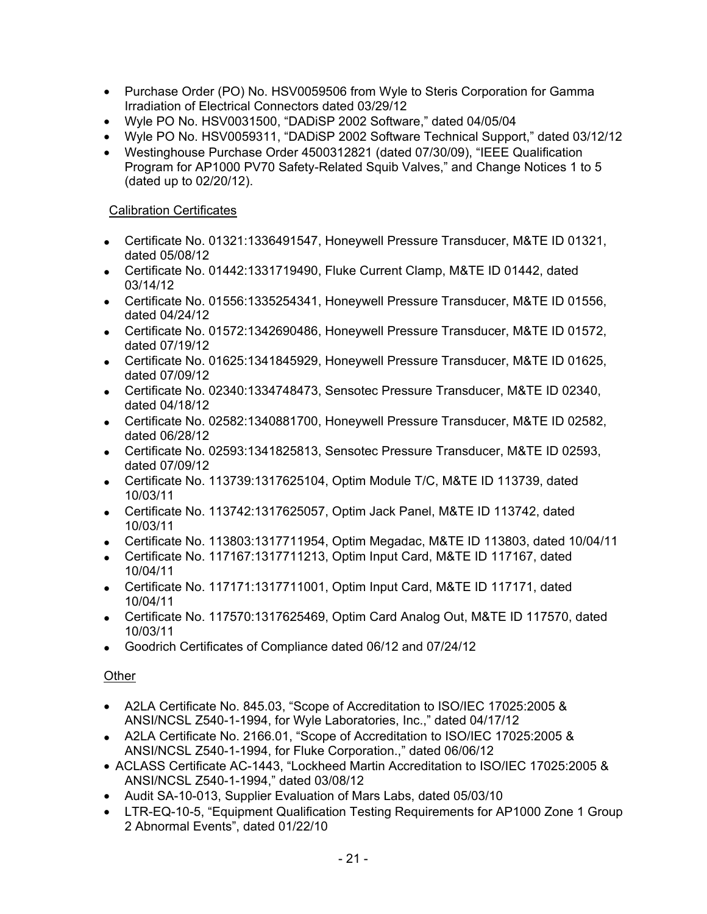- Purchase Order (PO) No. HSV0059506 from Wyle to Steris Corporation for Gamma Irradiation of Electrical Connectors dated 03/29/12
- Wyle PO No. HSV0031500, "DADiSP 2002 Software," dated 04/05/04
- Wyle PO No. HSV0059311, "DADiSP 2002 Software Technical Support," dated 03/12/12
- Westinghouse Purchase Order 4500312821 (dated 07/30/09), "IEEE Qualification Program for AP1000 PV70 Safety-Related Squib Valves," and Change Notices 1 to 5 (dated up to 02/20/12).

Calibration Certificates

- Certificate No. 01321:1336491547, Honeywell Pressure Transducer, M&TE ID 01321, dated 05/08/12
- Certificate No. 01442:1331719490, Fluke Current Clamp, M&TE ID 01442, dated 03/14/12
- Certificate No. 01556:1335254341, Honeywell Pressure Transducer, M&TE ID 01556, dated 04/24/12
- Certificate No. 01572:1342690486, Honeywell Pressure Transducer, M&TE ID 01572, dated 07/19/12
- Certificate No. 01625:1341845929, Honeywell Pressure Transducer, M&TE ID 01625, dated 07/09/12
- Certificate No. 02340:1334748473, Sensotec Pressure Transducer, M&TE ID 02340, dated 04/18/12
- Certificate No. 02582:1340881700, Honeywell Pressure Transducer, M&TE ID 02582, dated 06/28/12
- Certificate No. 02593:1341825813, Sensotec Pressure Transducer, M&TE ID 02593, dated 07/09/12
- Certificate No. 113739:1317625104, Optim Module T/C, M&TE ID 113739, dated 10/03/11
- Certificate No. 113742:1317625057, Optim Jack Panel, M&TE ID 113742, dated 10/03/11
- Certificate No. 113803:1317711954, Optim Megadac, M&TE ID 113803, dated 10/04/11
- Certificate No. 117167:1317711213, Optim Input Card, M&TE ID 117167, dated 10/04/11
- Certificate No. 117171:1317711001, Optim Input Card, M&TE ID 117171, dated 10/04/11
- Certificate No. 117570:1317625469, Optim Card Analog Out, M&TE ID 117570, dated 10/03/11
- Goodrich Certificates of Compliance dated 06/12 and 07/24/12

Other

- A2LA Certificate No. 845.03, "Scope of Accreditation to ISO/IEC 17025:2005 & ANSI/NCSL Z540-1-1994, for Wyle Laboratories, Inc.," dated 04/17/12
- A2LA Certificate No. 2166.01, "Scope of Accreditation to ISO/IEC 17025:2005 & ANSI/NCSL Z540-1-1994, for Fluke Corporation.," dated 06/06/12
- ACLASS Certificate AC-1443, "Lockheed Martin Accreditation to ISO/IEC 17025:2005 & ANSI/NCSL Z540-1-1994," dated 03/08/12
- Audit SA-10-013, Supplier Evaluation of Mars Labs, dated 05/03/10
- LTR-EQ-10-5, "Equipment Qualification Testing Requirements for AP1000 Zone 1 Group 2 Abnormal Events", dated 01/22/10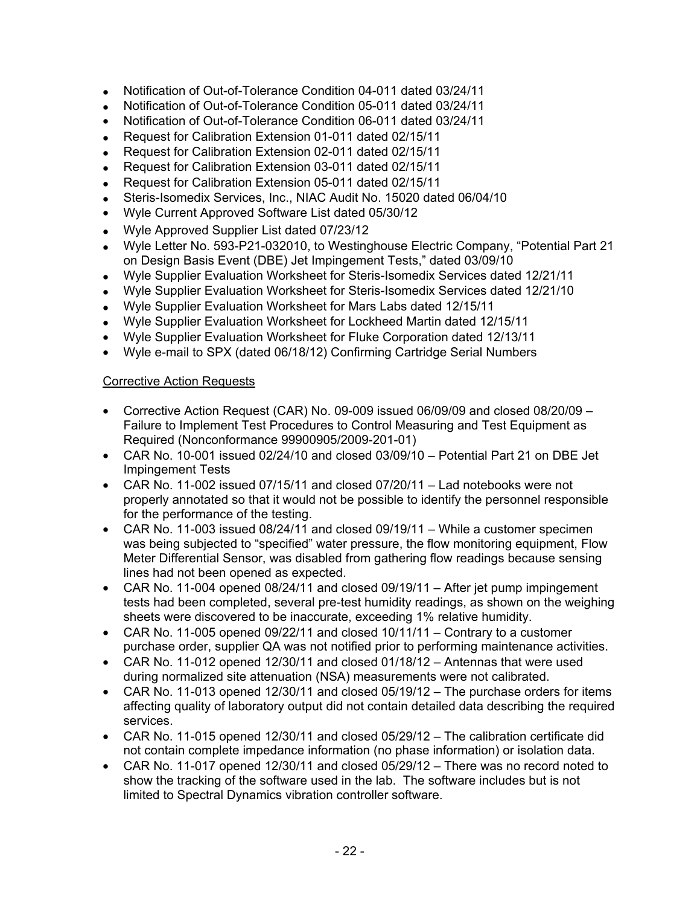- Notification of Out-of-Tolerance Condition 04-011 dated 03/24/11
- Notification of Out-of-Tolerance Condition 05-011 dated 03/24/11
- Notification of Out-of-Tolerance Condition 06-011 dated 03/24/11
- Request for Calibration Extension 01-011 dated 02/15/11
- Request for Calibration Extension 02-011 dated 02/15/11
- Request for Calibration Extension 03-011 dated 02/15/11
- Request for Calibration Extension 05-011 dated 02/15/11
- Steris-Isomedix Services, Inc., NIAC Audit No. 15020 dated 06/04/10
- Wyle Current Approved Software List dated 05/30/12
- Wyle Approved Supplier List dated 07/23/12
- Wyle Letter No. 593-P21-032010, to Westinghouse Electric Company, "Potential Part 21 on Design Basis Event (DBE) Jet Impingement Tests," dated 03/09/10
- Wyle Supplier Evaluation Worksheet for Steris-Isomedix Services dated 12/21/11
- Wyle Supplier Evaluation Worksheet for Steris-Isomedix Services dated 12/21/10
- Wyle Supplier Evaluation Worksheet for Mars Labs dated 12/15/11
- Wyle Supplier Evaluation Worksheet for Lockheed Martin dated 12/15/11
- Wyle Supplier Evaluation Worksheet for Fluke Corporation dated 12/13/11
- Wyle e-mail to SPX (dated 06/18/12) Confirming Cartridge Serial Numbers

Corrective Action Requests

- Corrective Action Request (CAR) No. 09-009 issued 06/09/09 and closed 08/20/09 – Failure to Implement Test Procedures to Control Measuring and Test Equipment as Required (Nonconformance 99900905/2009-201-01)
- CAR No. 10-001 issued 02/24/10 and closed 03/09/10 – Potential Part 21 on DBE Jet Impingement Tests
- CAR No. 11-002 issued 07/15/11 and closed 07/20/11 – Lad notebooks were not properly annotated so that it would not be possible to identify the personnel responsible for the performance of the testing.
- CAR No. 11-003 issued 08/24/11 and closed 09/19/11 – While a customer specimen was being subjected to "specified" water pressure, the flow monitoring equipment, Flow Meter Differential Sensor, was disabled from gathering flow readings because sensing lines had not been opened as expected.
- CAR No. 11-004 opened 08/24/11 and closed 09/19/11 – After jet pump impingement tests had been completed, several pre-test humidity readings, as shown on the weighing sheets were discovered to be inaccurate, exceeding 1% relative humidity.
- CAR No. 11-005 opened 09/22/11 and closed 10/11/11 – Contrary to a customer purchase order, supplier QA was not notified prior to performing maintenance activities.
- CAR No. 11-012 opened 12/30/11 and closed 01/18/12 – Antennas that were used during normalized site attenuation (NSA) measurements were not calibrated.
- CAR No. 11-013 opened 12/30/11 and closed 05/19/12 – The purchase orders for items affecting quality of laboratory output did not contain detailed data describing the required services.
- CAR No. 11-015 opened 12/30/11 and closed 05/29/12 – The calibration certificate did not contain complete impedance information (no phase information) or isolation data.
- CAR No. 11-017 opened 12/30/11 and closed 05/29/12 – There was no record noted to show the tracking of the software used in the lab. The software includes but is not limited to Spectral Dynamics vibration controller software.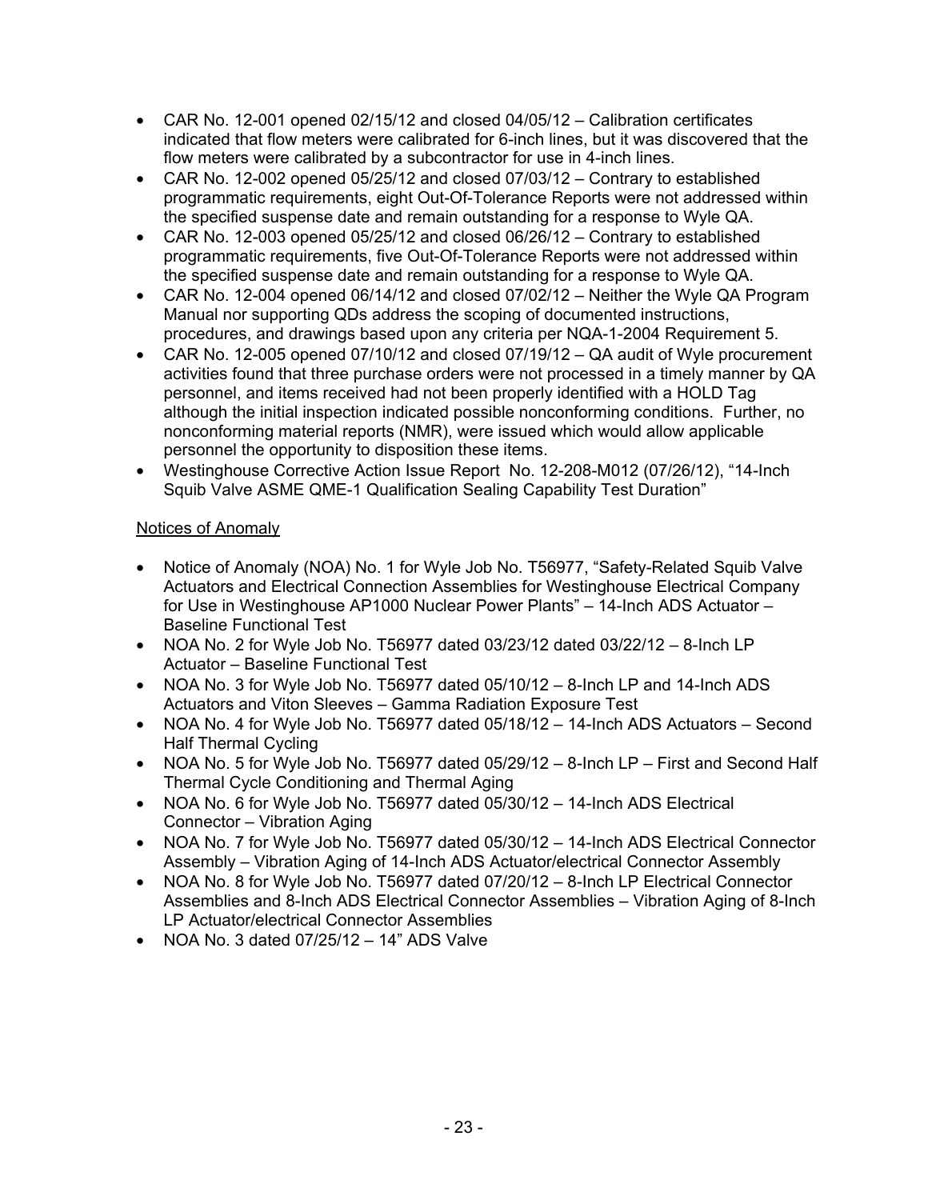- CAR No. 12-001 opened 02/15/12 and closed 04/05/12 – Calibration certificates indicated that flow meters were calibrated for 6-inch lines, but it was discovered that the flow meters were calibrated by a subcontractor for use in 4-inch lines.
- CAR No. 12-002 opened 05/25/12 and closed 07/03/12 – Contrary to established programmatic requirements, eight Out-Of-Tolerance Reports were not addressed within the specified suspense date and remain outstanding for a response to Wyle QA.
- CAR No. 12-003 opened 05/25/12 and closed 06/26/12 – Contrary to established programmatic requirements, five Out-Of-Tolerance Reports were not addressed within the specified suspense date and remain outstanding for a response to Wyle QA.
- CAR No. 12-004 opened 06/14/12 and closed 07/02/12 – Neither the Wyle QA Program Manual nor supporting QDs address the scoping of documented instructions, procedures, and drawings based upon any criteria per NQA-1-2004 Requirement 5.
- CAR No. 12-005 opened 07/10/12 and closed 07/19/12 – QA audit of Wyle procurement activities found that three purchase orders were not processed in a timely manner by QA personnel, and items received had not been properly identified with a HOLD Tag although the initial inspection indicated possible nonconforming conditions. Further, no nonconforming material reports (NMR), were issued which would allow applicable personnel the opportunity to disposition these items.
- Westinghouse Corrective Action Issue Report No. 12-208-M012 (07/26/12), "14-Inch Squib Valve ASME QME-1 Qualification Sealing Capability Test Duration"

Notices of Anomaly

- Notice of Anomaly (NOA) No. 1 for Wyle Job No. T56977, "Safety-Related Squib Valve Actuators and Electrical Connection Assemblies for Westinghouse Electrical Company for Use in Westinghouse AP1000 Nuclear Power Plants" – 14-Inch ADS Actuator – Baseline Functional Test
- NOA No. 2 for Wyle Job No. T56977 dated 03/23/12 dated 03/22/12 – 8-Inch LP Actuator – Baseline Functional Test
- NOA No. 3 for Wyle Job No. T56977 dated 05/10/12 – 8-Inch LP and 14-Inch ADS Actuators and Viton Sleeves – Gamma Radiation Exposure Test
- NOA No. 4 for Wyle Job No. T56977 dated 05/18/12 – 14-Inch ADS Actuators – Second Half Thermal Cycling
- NOA No. 5 for Wyle Job No. T56977 dated 05/29/12 – 8-Inch LP – First and Second Half Thermal Cycle Conditioning and Thermal Aging
- NOA No. 6 for Wyle Job No. T56977 dated 05/30/12 – 14-Inch ADS Electrical Connector – Vibration Aging
- NOA No. 7 for Wyle Job No. T56977 dated 05/30/12 – 14-Inch ADS Electrical Connector Assembly – Vibration Aging of 14-Inch ADS Actuator/electrical Connector Assembly
- NOA No. 8 for Wyle Job No. T56977 dated 07/20/12 – 8-Inch LP Electrical Connector Assemblies and 8-Inch ADS Electrical Connector Assemblies – Vibration Aging of 8-Inch LP Actuator/electrical Connector Assemblies
- NOA No. 3 dated 07/25/12 – 14" ADS Valve